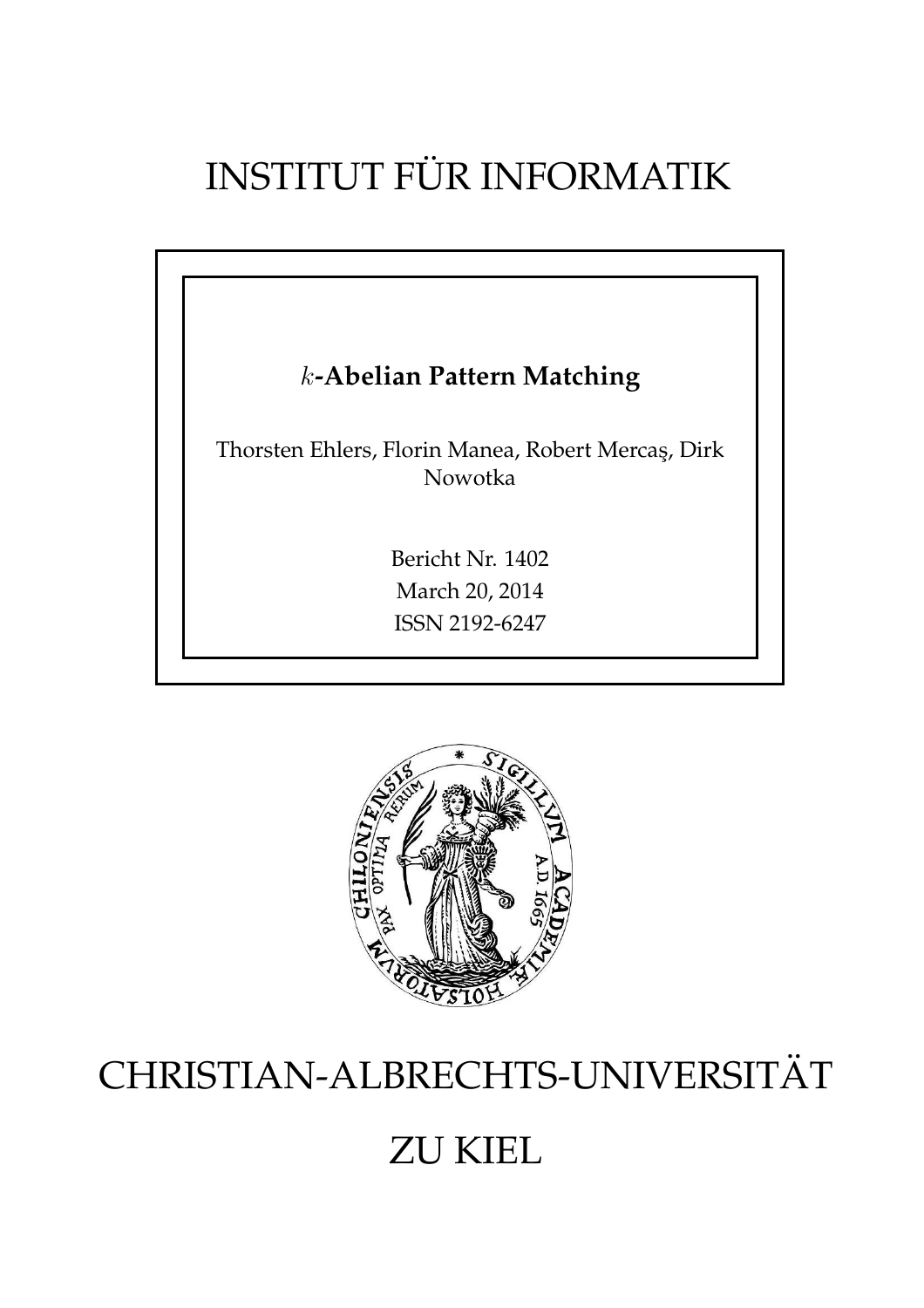# INSTITUT FÜR INFORMATIK

## $k$-Abelian Pattern Matching

Thorsten Ehlers, Florin Manea, Robert Mercaş, Dirk Nowotka

Bericht Nr. 1402
March 20, 2014
ISSN 2192-6247

# CHRISTIAN-ALBRECHTS-UNIVERSITÄT ZU KIEL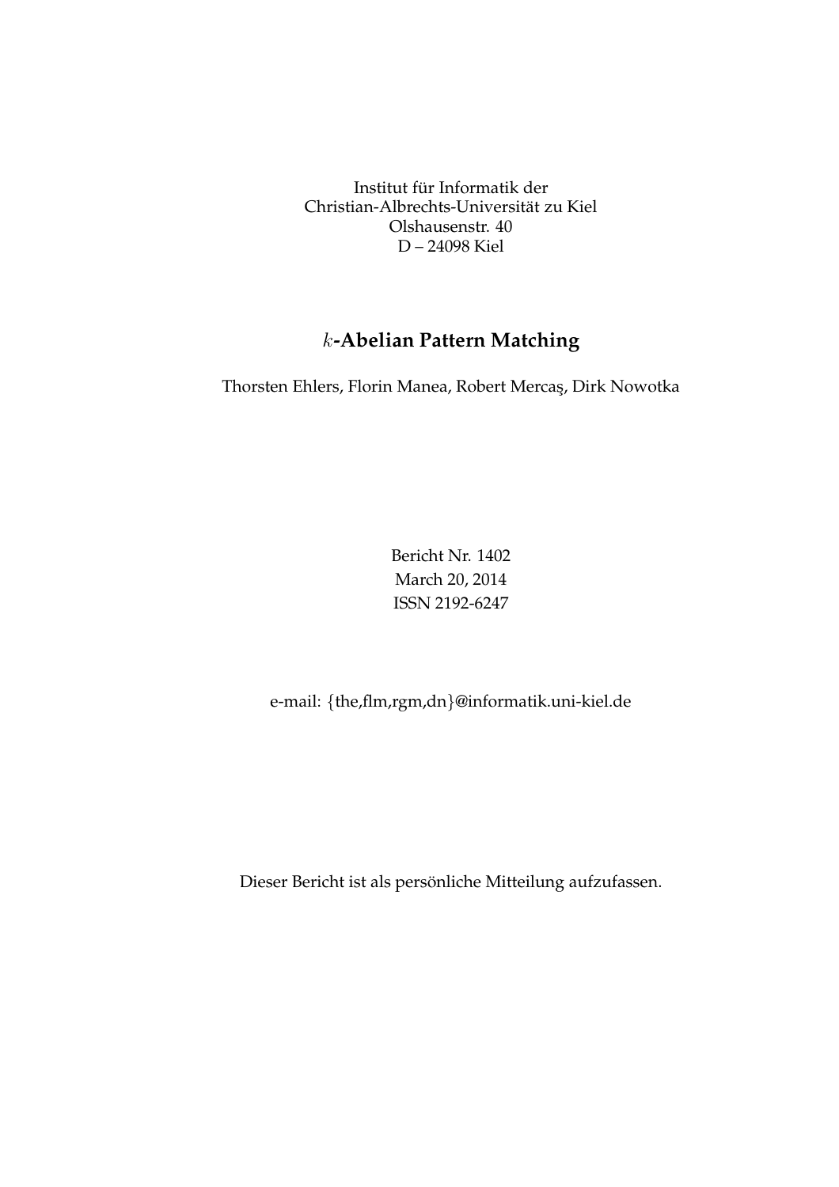Institut für Informatik der
Christian-Albrechts-Universität zu Kiel
Olshausenstr. 40
D – 24098 Kiel

# $k$-Abelian Pattern Matching

Thorsten Ehlers, Florin Manea, Robert Mercaş, Dirk Nowotka

Bericht Nr. 1402
March 20, 2014
ISSN 2192-6247

e-mail: {the,flm,rgm,dn}@informatik.uni-kiel.de

Dieser Bericht ist als persönliche Mitteilung aufzufassen.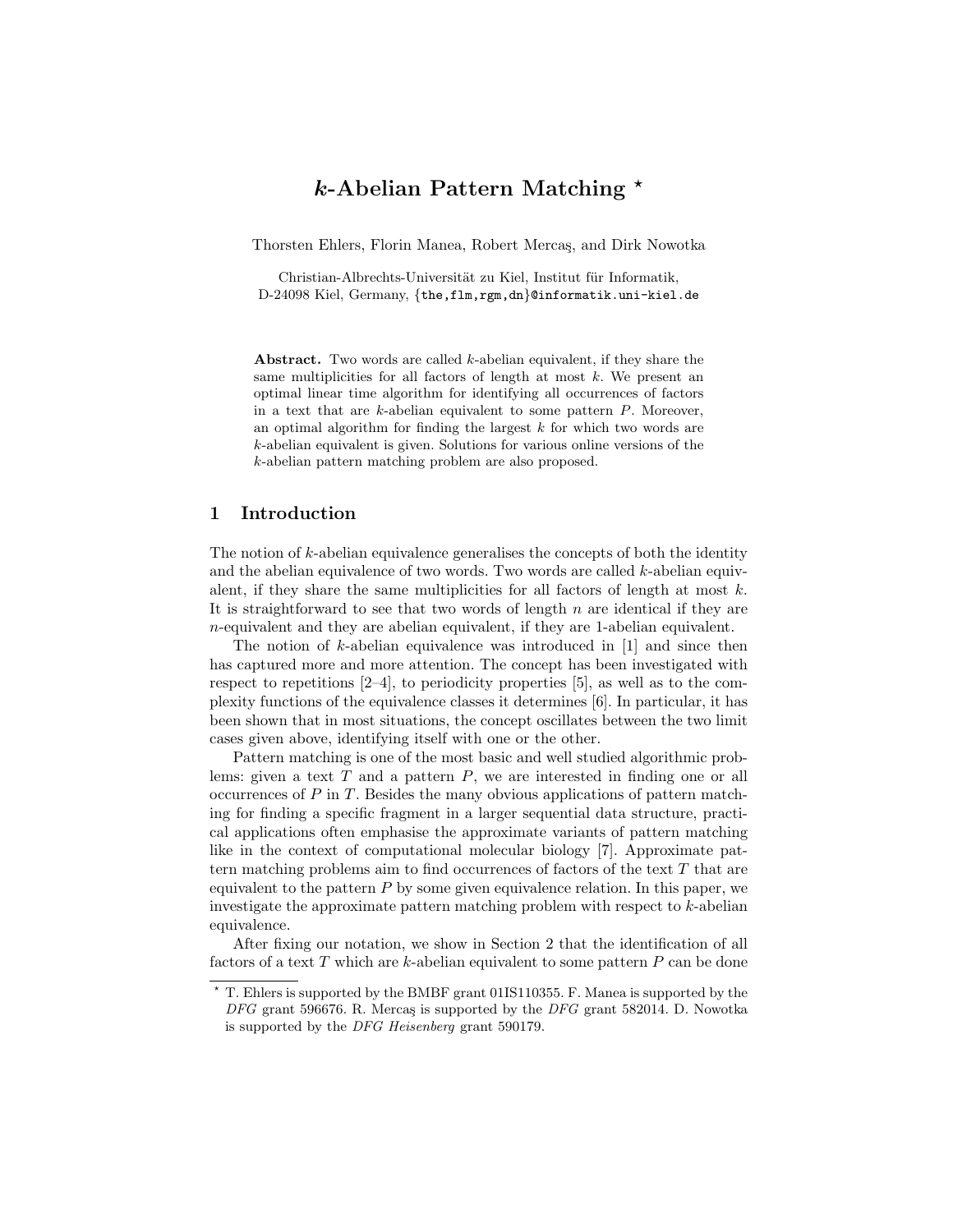# $k$-Abelian Pattern Matching ⋆

Thorsten Ehlers, Florin Manea, Robert Mercaş, and Dirk Nowotka

Christian-Albrechts-Universität zu Kiel, Institut für Informatik, D-24098 Kiel, Germany, {the,flm,rgm,dn}@informatik.uni-kiel.de

**Abstract.** Two words are called $k$-abelian equivalent, if they share the same multiplicities for all factors of length at most $k$. We present an optimal linear time algorithm for identifying all occurrences of factors in a text that are $k$-abelian equivalent to some pattern $P$. Moreover, an optimal algorithm for finding the largest $k$ for which two words are $k$-abelian equivalent is given. Solutions for various online versions of the $k$-abelian pattern matching problem are also proposed.

## 1 Introduction

The notion of $k$-abelian equivalence generalises the concepts of both the identity and the abelian equivalence of two words. Two words are called $k$-abelian equivalent, if they share the same multiplicities for all factors of length at most $k$. It is straightforward to see that two words of length $n$ are identical if they are $n$-equivalent and they are abelian equivalent, if they are 1-abelian equivalent.

The notion of $k$-abelian equivalence was introduced in [1] and since then has captured more and more attention. The concept has been investigated with respect to repetitions [2–4], to periodicity properties [5], as well as to the complexity functions of the equivalence classes it determines [6]. In particular, it has been shown that in most situations, the concept oscillates between the two limit cases given above, identifying itself with one or the other.

Pattern matching is one of the most basic and well studied algorithmic problems: given a text $T$ and a pattern $P$, we are interested in finding one or all occurrences of $P$ in $T$. Besides the many obvious applications of pattern matching for finding a specific fragment in a larger sequential data structure, practical applications often emphasise the approximate variants of pattern matching like in the context of computational molecular biology [7]. Approximate pattern matching problems aim to find occurrences of factors of the text $T$ that are equivalent to the pattern $P$ by some given equivalence relation. In this paper, we investigate the approximate pattern matching problem with respect to $k$-abelian equivalence.

After fixing our notation, we show in Section 2 that the identification of all factors of a text $T$ which are $k$-abelian equivalent to some pattern $P$ can be done

⋆ T. Ehlers is supported by the BMBF grant 01IS110355. F. Manea is supported by the *DFG* grant 596676. R. Mercaş is supported by the *DFG* grant 582014. D. Nowotka is supported by the *DFG Heisenberg* grant 590179.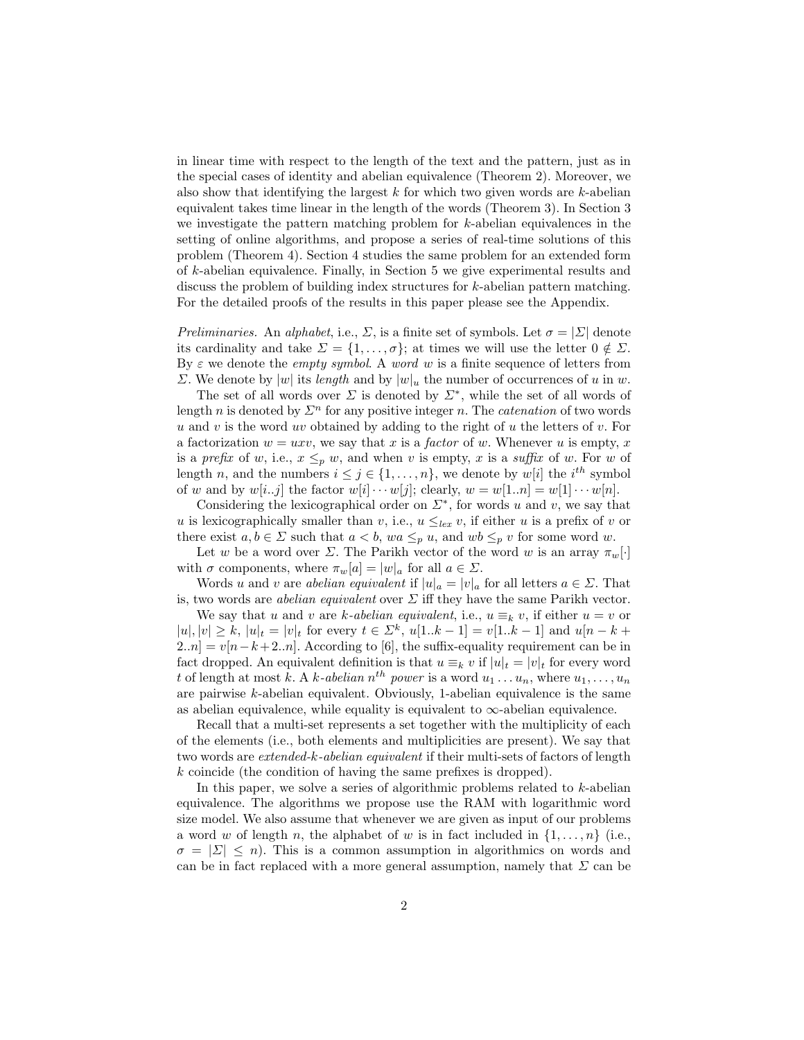in linear time with respect to the length of the text and the pattern, just as in the special cases of identity and abelian equivalence (Theorem 2). Moreover, we also show that identifying the largest $k$ for which two given words are $k$-abelian equivalent takes time linear in the length of the words (Theorem 3). In Section 3 we investigate the pattern matching problem for $k$-abelian equivalences in the setting of online algorithms, and propose a series of real-time solutions of this problem (Theorem 4). Section 4 studies the same problem for an extended form of $k$-abelian equivalence. Finally, in Section 5 we give experimental results and discuss the problem of building index structures for $k$-abelian pattern matching. For the detailed proofs of the results in this paper please see the Appendix.

*Preliminaries.* An *alphabet*, i.e., $\Sigma$, is a finite set of symbols. Let $\sigma = |\Sigma|$ denote its cardinality and take $\Sigma = \{1, \ldots, \sigma\}$; at times we will use the letter $0 \notin \Sigma$. By $\varepsilon$ we denote the *empty symbol*. A *word* $w$ is a finite sequence of letters from $\Sigma$. We denote by $|w|$ its *length* and by $|w|_u$ the number of occurrences of $u$ in $w$.

The set of all words over $\Sigma$ is denoted by $\Sigma^*$, while the set of all words of length $n$ is denoted by $\Sigma^n$ for any positive integer $n$. The *catenation* of two words $u$ and $v$ is the word $uv$ obtained by adding to the right of $u$ the letters of $v$. For a factorization $w = uxv$, we say that $x$ is a *factor* of $w$. Whenever $u$ is empty, $x$ is a *prefix* of $w$, i.e., $x \leq_p w$, and when $v$ is empty, $x$ is a *suffix* of $w$. For $w$ of length $n$, and the numbers $i \leq j \in \{1, \ldots, n\}$, we denote by $w[i]$ the $i^{th}$ symbol of $w$ and by $w[i..j]$ the factor $w[i] \cdots w[j]$; clearly, $w = w[1..n] = w[1] \cdots w[n]$.

Considering the lexicographical order on $\Sigma^*$, for words $u$ and $v$, we say that $u$ is lexicographically smaller than $v$, i.e., $u \leq_{lex} v$, if either $u$ is a prefix of $v$ or there exist $a, b \in \Sigma$ such that $a < b$, $wa \leq_p u$, and $wb \leq_p v$ for some word $w$.

Let $w$ be a word over $\Sigma$. The Parikh vector of the word $w$ is an array $\pi_w[\cdot]$ with $\sigma$ components, where $\pi_w[a] = |w|_a$ for all $a \in \Sigma$.

Words $u$ and $v$ are *abelian equivalent* if $|u|_a = |v|_a$ for all letters $a \in \Sigma$. That is, two words are *abelian equivalent* over $\Sigma$ iff they have the same Parikh vector.

We say that $u$ and $v$ are *$k$-abelian equivalent*, i.e., $u \equiv_k v$, if either $u = v$ or $|u|, |v| \geq k$, $|u|_t = |v|_t$ for every $t \in \Sigma^k$, $u[1..k-1] = v[1..k-1]$ and $u[n-k+2..n] = v[n-k+2..n]$. According to [6], the suffix-equality requirement can be in fact dropped. An equivalent definition is that $u \equiv_k v$ if $|u|_t = |v|_t$ for every word $t$ of length at most $k$. A *$k$-abelian $n^{th}$ power* is a word $u_1 \ldots u_n$, where $u_1, \ldots, u_n$ are pairwise $k$-abelian equivalent. Obviously, 1-abelian equivalence is the same as abelian equivalence, while equality is equivalent to $\infty$-abelian equivalence.

Recall that a multi-set represents a set together with the multiplicity of each of the elements (i.e., both elements and multiplicities are present). We say that two words are *extended-$k$-abelian equivalent* if their multi-sets of factors of length $k$ coincide (the condition of having the same prefixes is dropped).

In this paper, we solve a series of algorithmic problems related to $k$-abelian equivalence. The algorithms we propose use the RAM with logarithmic word size model. We also assume that whenever we are given as input of our problems a word $w$ of length $n$, the alphabet of $w$ is in fact included in $\{1, \ldots, n\}$ (i.e., $\sigma = |\Sigma| \leq n$). This is a common assumption in algorithmics on words and can be in fact replaced with a more general assumption, namely that $\Sigma$ can be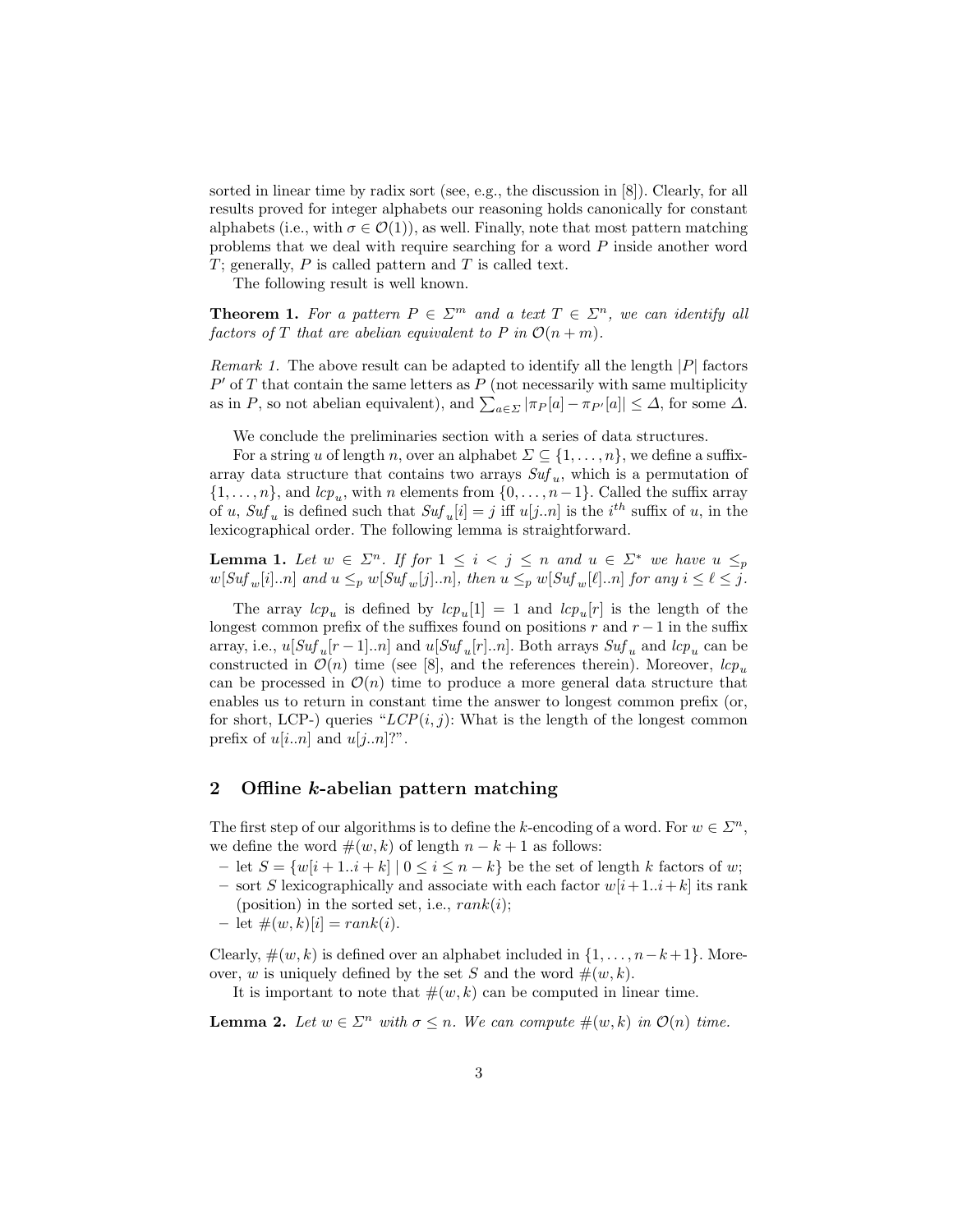sorted in linear time by radix sort (see, e.g., the discussion in [8]). Clearly, for all results proved for integer alphabets our reasoning holds canonically for constant alphabets (i.e., with $\sigma \in \mathcal{O}(1)$), as well. Finally, note that most pattern matching problems that we deal with require searching for a word $P$ inside another word $T$; generally, $P$ is called pattern and $T$ is called text.

The following result is well known.

**Theorem 1.** *For a pattern $P \in \Sigma^m$ and a text $T \in \Sigma^n$, we can identify all factors of $T$ that are abelian equivalent to $P$ in $\mathcal{O}(n+m)$.*

*Remark 1.* The above result can be adapted to identify all the length $|P|$ factors $P'$ of $T$ that contain the same letters as $P$ (not necessarily with same multiplicity as in $P$, so not abelian equivalent), and $\sum_{a\in\Sigma} |\pi_P[a] - \pi_{P'}[a]| \leq \Delta$, for some $\Delta$.

We conclude the preliminaries section with a series of data structures.

For a string $u$ of length $n$, over an alphabet $\Sigma \subseteq \{1,\dots,n\}$, we define a suffix-array data structure that contains two arrays $Suf_u$, which is a permutation of $\{1,\dots,n\}$, and $lcp_u$, with $n$ elements from $\{0,\dots,n-1\}$. Called the suffix array of $u$, $Suf_u$ is defined such that $Suf_u[i] = j$ iff $u[j..n]$ is the $i^{th}$ suffix of $u$, in the lexicographical order. The following lemma is straightforward.

**Lemma 1.** *Let $w \in \Sigma^n$. If for $1 \leq i < j \leq n$ and $u \in \Sigma^*$ we have $u \leq_p w[Suf_w[i]..n]$ and $u \leq_p w[Suf_w[j]..n]$, then $u \leq_p w[Suf_w[\ell]..n]$ for any $i \leq \ell \leq j$.*

The array $lcp_u$ is defined by $lcp_u[1] = 1$ and $lcp_u[r]$ is the length of the longest common prefix of the suffixes found on positions $r$ and $r-1$ in the suffix array, i.e., $u[Suf_u[r-1]..n]$ and $u[Suf_u[r]..n]$. Both arrays $Suf_u$ and $lcp_u$ can be constructed in $\mathcal{O}(n)$ time (see [8], and the references therein). Moreover, $lcp_u$ can be processed in $\mathcal{O}(n)$ time to produce a more general data structure that enables us to return in constant time the answer to longest common prefix (or, for short, LCP-) queries "$LCP(i,j)$: What is the length of the longest common prefix of $u[i..n]$ and $u[j..n]$?".

## 2 Offline $k$-abelian pattern matching

The first step of our algorithms is to define the $k$-encoding of a word. For $w \in \Sigma^n$, we define the word $\#(w,k)$ of length $n-k+1$ as follows:

- let $S = \{w[i+1..i+k] \mid 0 \leq i \leq n-k\}$ be the set of length $k$ factors of $w$;
- sort $S$ lexicographically and associate with each factor $w[i+1..i+k]$ its rank (position) in the sorted set, i.e., $rank(i)$;
- let $\#(w,k)[i] = rank(i)$.

Clearly, $\#(w,k)$ is defined over an alphabet included in $\{1,\dots,n-k+1\}$. Moreover, $w$ is uniquely defined by the set $S$ and the word $\#(w,k)$.

It is important to note that $\#(w,k)$ can be computed in linear time.

**Lemma 2.** *Let $w \in \Sigma^n$ with $\sigma \leq n$. We can compute $\#(w,k)$ in $\mathcal{O}(n)$ time.*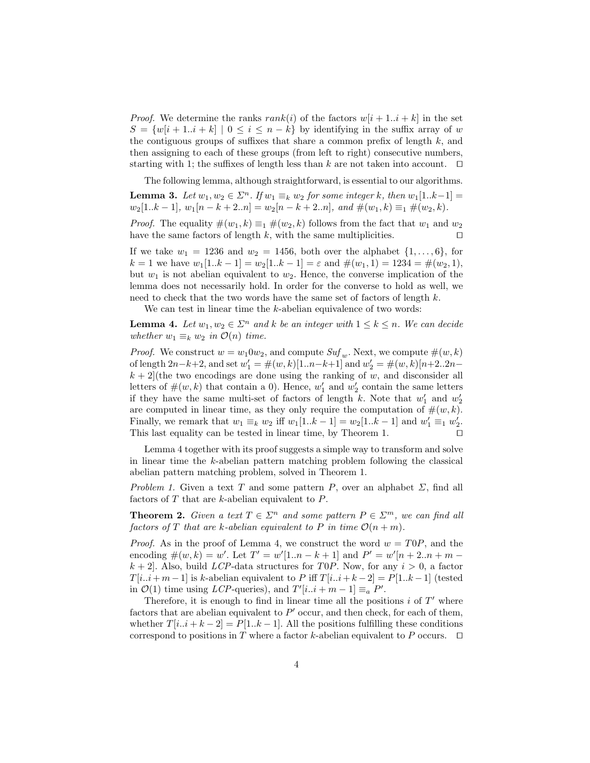*Proof.* We determine the ranks $rank(i)$ of the factors $w[i+1..i+k]$ in the set $S = \{w[i+1..i+k] \mid 0 \leq i \leq n-k\}$ by identifying in the suffix array of $w$ the contiguous groups of suffixes that share a common prefix of length $k$, and then assigning to each of these groups (from left to right) consecutive numbers, starting with 1; the suffixes of length less than $k$ are not taken into account. □

The following lemma, although straightforward, is essential to our algorithms.

**Lemma 3.** *Let $w_1, w_2 \in \Sigma^n$. If $w_1 \equiv_k w_2$ for some integer $k$, then $w_1[1..k-1] = w_2[1..k-1]$, $w_1[n-k+2..n] = w_2[n-k+2..n]$, and $\#(w_1, k) \equiv_1 \#(w_2, k)$.*

*Proof.* The equality $\#(w_1, k) \equiv_1 \#(w_2, k)$ follows from the fact that $w_1$ and $w_2$ have the same factors of length $k$, with the same multiplicities. □

If we take $w_1 = 1236$ and $w_2 = 1456$, both over the alphabet $\{1, \ldots, 6\}$, for $k = 1$ we have $w_1[1..k-1] = w_2[1..k-1] = \varepsilon$ and $\#(w_1, 1) = 1234 = \#(w_2, 1)$, but $w_1$ is not abelian equivalent to $w_2$. Hence, the converse implication of the lemma does not necessarily hold. In order for the converse to hold as well, we need to check that the two words have the same set of factors of length $k$.

We can test in linear time the $k$-abelian equivalence of two words:

**Lemma 4.** *Let $w_1, w_2 \in \Sigma^n$ and $k$ be an integer with $1 \leq k \leq n$. We can decide whether $w_1 \equiv_k w_2$ in $\mathcal{O}(n)$ time.*

*Proof.* We construct $w = w_1 0 w_2$, and compute $Suf_w$. Next, we compute $\#(w, k)$ of length $2n-k+2$, and set $w'_1 = \#(w, k)[1..n-k+1]$ and $w'_2 = \#(w, k)[n+2..2n-k+2]$(the two encodings are done using the ranking of $w$, and disconsider all letters of $\#(w, k)$ that contain a 0). Hence, $w'_1$ and $w'_2$ contain the same letters if they have the same multi-set of factors of length $k$. Note that $w'_1$ and $w'_2$ are computed in linear time, as they only require the computation of $\#(w, k)$. Finally, we remark that $w_1 \equiv_k w_2$ iff $w_1[1..k-1] = w_2[1..k-1]$ and $w'_1 \equiv_1 w'_2$. This last equality can be tested in linear time, by Theorem 1. □

Lemma 4 together with its proof suggests a simple way to transform and solve in linear time the $k$-abelian pattern matching problem following the classical abelian pattern matching problem, solved in Theorem 1.

*Problem 1.* Given a text $T$ and some pattern $P$, over an alphabet $\Sigma$, find all factors of $T$ that are $k$-abelian equivalent to $P$.

**Theorem 2.** *Given a text $T \in \Sigma^n$ and some pattern $P \in \Sigma^m$, we can find all factors of $T$ that are $k$-abelian equivalent to $P$ in time $\mathcal{O}(n+m)$.*

*Proof.* As in the proof of Lemma 4, we construct the word $w = T0P$, and the encoding $\#(w, k) = w'$. Let $T' = w'[1..n-k+1]$ and $P' = w'[n+2..n+m-k+2]$. Also, build $LCP$-data structures for $T0P$. Now, for any $i > 0$, a factor $T[i..i+m-1]$ is $k$-abelian equivalent to $P$ iff $T[i..i+k-2] = P[1..k-1]$ (tested in $\mathcal{O}(1)$ time using $LCP$-queries), and $T'[i..i+m-1] \equiv_a P'$.

Therefore, it is enough to find in linear time all the positions $i$ of $T'$ where factors that are abelian equivalent to $P'$ occur, and then check, for each of them, whether $T[i..i+k-2] = P[1..k-1]$. All the positions fulfilling these conditions correspond to positions in $T$ where a factor $k$-abelian equivalent to $P$ occurs. □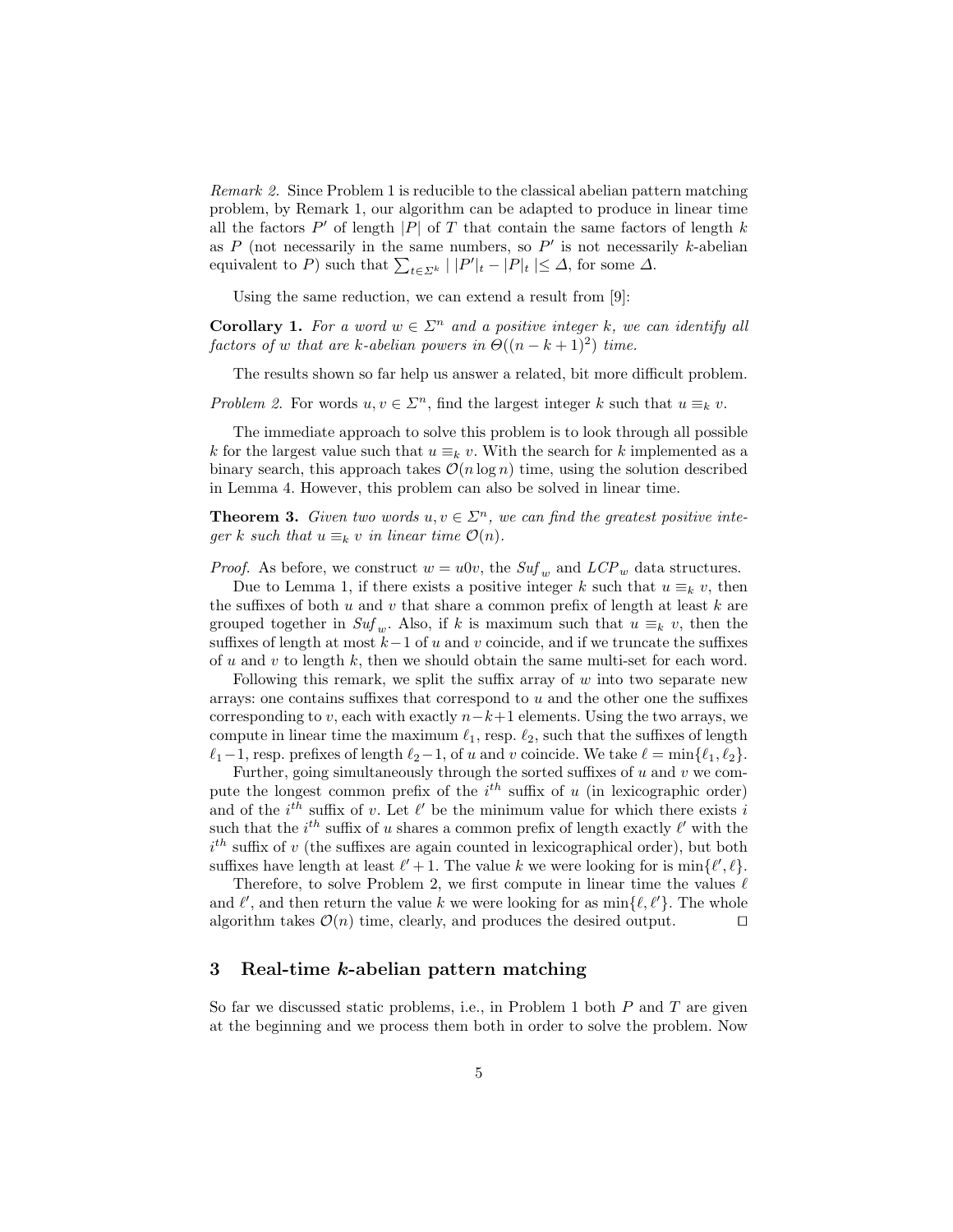*Remark 2.* Since Problem 1 is reducible to the classical abelian pattern matching problem, by Remark 1, our algorithm can be adapted to produce in linear time all the factors $P'$ of length $|P|$ of $T$ that contain the same factors of length $k$ as $P$ (not necessarily in the same numbers, so $P'$ is not necessarily $k$-abelian equivalent to $P$) such that $\sum_{t \in \Sigma^k} \mid |P'|_t - |P|_t \mid \leq \Delta$, for some $\Delta$.

Using the same reduction, we can extend a result from [9]:

**Corollary 1.** *For a word $w \in \Sigma^n$ and a positive integer $k$, we can identify all factors of $w$ that are $k$-abelian powers in $\Theta((n-k+1)^2)$ time.*

The results shown so far help us answer a related, bit more difficult problem.

*Problem 2.* For words $u, v \in \Sigma^n$, find the largest integer $k$ such that $u \equiv_k v$.

The immediate approach to solve this problem is to look through all possible $k$ for the largest value such that $u \equiv_k v$. With the search for $k$ implemented as a binary search, this approach takes $\mathcal{O}(n \log n)$ time, using the solution described in Lemma 4. However, this problem can also be solved in linear time.

**Theorem 3.** *Given two words $u, v \in \Sigma^n$, we can find the greatest positive integer $k$ such that $u \equiv_k v$ in linear time $\mathcal{O}(n)$.*

*Proof.* As before, we construct $w = u0v$, the $Suf_w$ and $LCP_w$ data structures.

Due to Lemma 1, if there exists a positive integer $k$ such that $u \equiv_k v$, then the suffixes of both $u$ and $v$ that share a common prefix of length at least $k$ are grouped together in $Suf_w$. Also, if $k$ is maximum such that $u \equiv_k v$, then the suffixes of length at most $k-1$ of $u$ and $v$ coincide, and if we truncate the suffixes of $u$ and $v$ to length $k$, then we should obtain the same multi-set for each word.

Following this remark, we split the suffix array of $w$ into two separate new arrays: one contains suffixes that correspond to $u$ and the other one the suffixes corresponding to $v$, each with exactly $n-k+1$ elements. Using the two arrays, we compute in linear time the maximum $\ell_1$, resp. $\ell_2$, such that the suffixes of length $\ell_1 - 1$, resp. prefixes of length $\ell_2 - 1$, of $u$ and $v$ coincide. We take $\ell = \min\{\ell_1, \ell_2\}$.

Further, going simultaneously through the sorted suffixes of $u$ and $v$ we compute the longest common prefix of the $i^{th}$ suffix of $u$ (in lexicographic order) and of the $i^{th}$ suffix of $v$. Let $\ell'$ be the minimum value for which there exists $i$ such that the $i^{th}$ suffix of $u$ shares a common prefix of length exactly $\ell'$ with the $i^{th}$ suffix of $v$ (the suffixes are again counted in lexicographical order), but both suffixes have length at least $\ell' + 1$. The value $k$ we were looking for is $\min\{\ell', \ell\}$.

Therefore, to solve Problem 2, we first compute in linear time the values $\ell$ and $\ell'$, and then return the value $k$ we were looking for as $\min\{\ell, \ell'\}$. The whole algorithm takes $\mathcal{O}(n)$ time, clearly, and produces the desired output. □

## 3 Real-time $k$-abelian pattern matching

So far we discussed static problems, i.e., in Problem 1 both $P$ and $T$ are given at the beginning and we process them both in order to solve the problem. Now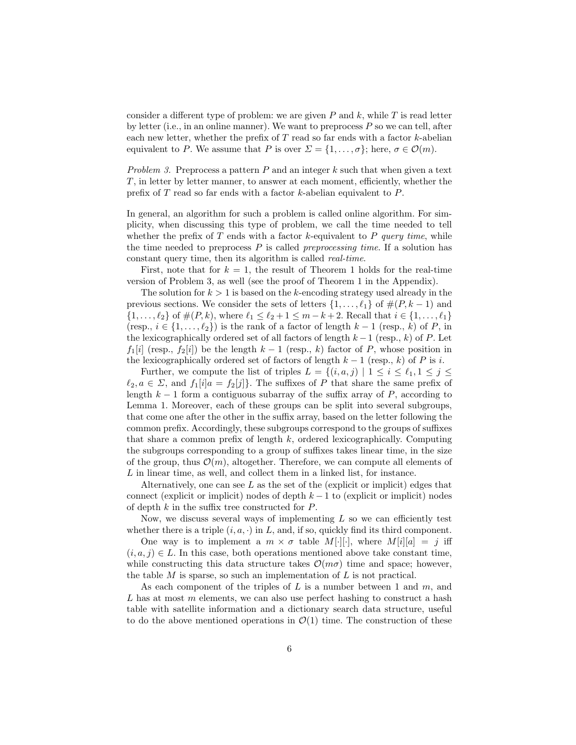consider a different type of problem: we are given $P$ and $k$, while $T$ is read letter by letter (i.e., in an online manner). We want to preprocess $P$ so we can tell, after each new letter, whether the prefix of $T$ read so far ends with a factor $k$-abelian equivalent to $P$. We assume that $P$ is over $\Sigma = \{1, \ldots, \sigma\}$; here, $\sigma \in \mathcal{O}(m)$.

*Problem 3.* Preprocess a pattern $P$ and an integer $k$ such that when given a text $T$, in letter by letter manner, to answer at each moment, efficiently, whether the prefix of $T$ read so far ends with a factor $k$-abelian equivalent to $P$.

In general, an algorithm for such a problem is called online algorithm. For simplicity, when discussing this type of problem, we call the time needed to tell whether the prefix of $T$ ends with a factor $k$-equivalent to $P$ *query time*, while the time needed to preprocess $P$ is called *preprocessing time*. If a solution has constant query time, then its algorithm is called *real-time*.

First, note that for $k = 1$, the result of Theorem 1 holds for the real-time version of Problem 3, as well (see the proof of Theorem 1 in the Appendix).

The solution for $k > 1$ is based on the $k$-encoding strategy used already in the previous sections. We consider the sets of letters $\{1, \ldots, \ell_1\}$ of $\#(P, k-1)$ and $\{1, \ldots, \ell_2\}$ of $\#(P, k)$, where $\ell_1 \leq \ell_2 + 1 \leq m - k + 2$. Recall that $i \in \{1, \ldots, \ell_1\}$ (resp., $i \in \{1, \ldots, \ell_2\}$) is the rank of a factor of length $k-1$ (resp., $k$) of $P$, in the lexicographically ordered set of all factors of length $k-1$ (resp., $k$) of $P$. Let $f_1[i]$ (resp., $f_2[i]$) be the length $k-1$ (resp., $k$) factor of $P$, whose position in the lexicographically ordered set of factors of length $k-1$ (resp., $k$) of $P$ is $i$.

Further, we compute the list of triples $L = \{(i, a, j) \mid 1 \leq i \leq \ell_1, 1 \leq j \leq \ell_2, a \in \Sigma, \text{ and } f_1[i]a = f_2[j]\}$. The suffixes of $P$ that share the same prefix of length $k-1$ form a contiguous subarray of the suffix array of $P$, according to Lemma 1. Moreover, each of these groups can be split into several subgroups, that come one after the other in the suffix array, based on the letter following the common prefix. Accordingly, these subgroups correspond to the groups of suffixes that share a common prefix of length $k$, ordered lexicographically. Computing the subgroups corresponding to a group of suffixes takes linear time, in the size of the group, thus $\mathcal{O}(m)$, altogether. Therefore, we can compute all elements of $L$ in linear time, as well, and collect them in a linked list, for instance.

Alternatively, one can see $L$ as the set of the (explicit or implicit) edges that connect (explicit or implicit) nodes of depth $k-1$ to (explicit or implicit) nodes of depth $k$ in the suffix tree constructed for $P$.

Now, we discuss several ways of implementing $L$ so we can efficiently test whether there is a triple $(i, a, \cdot)$ in $L$, and, if so, quickly find its third component.

One way is to implement a $m \times \sigma$ table $M[\cdot][\cdot]$, where $M[i][a] = j$ iff $(i, a, j) \in L$. In this case, both operations mentioned above take constant time, while constructing this data structure takes $\mathcal{O}(m\sigma)$ time and space; however, the table $M$ is sparse, so such an implementation of $L$ is not practical.

As each component of the triples of $L$ is a number between 1 and $m$, and $L$ has at most $m$ elements, we can also use perfect hashing to construct a hash table with satellite information and a dictionary search data structure, useful to do the above mentioned operations in $\mathcal{O}(1)$ time. The construction of these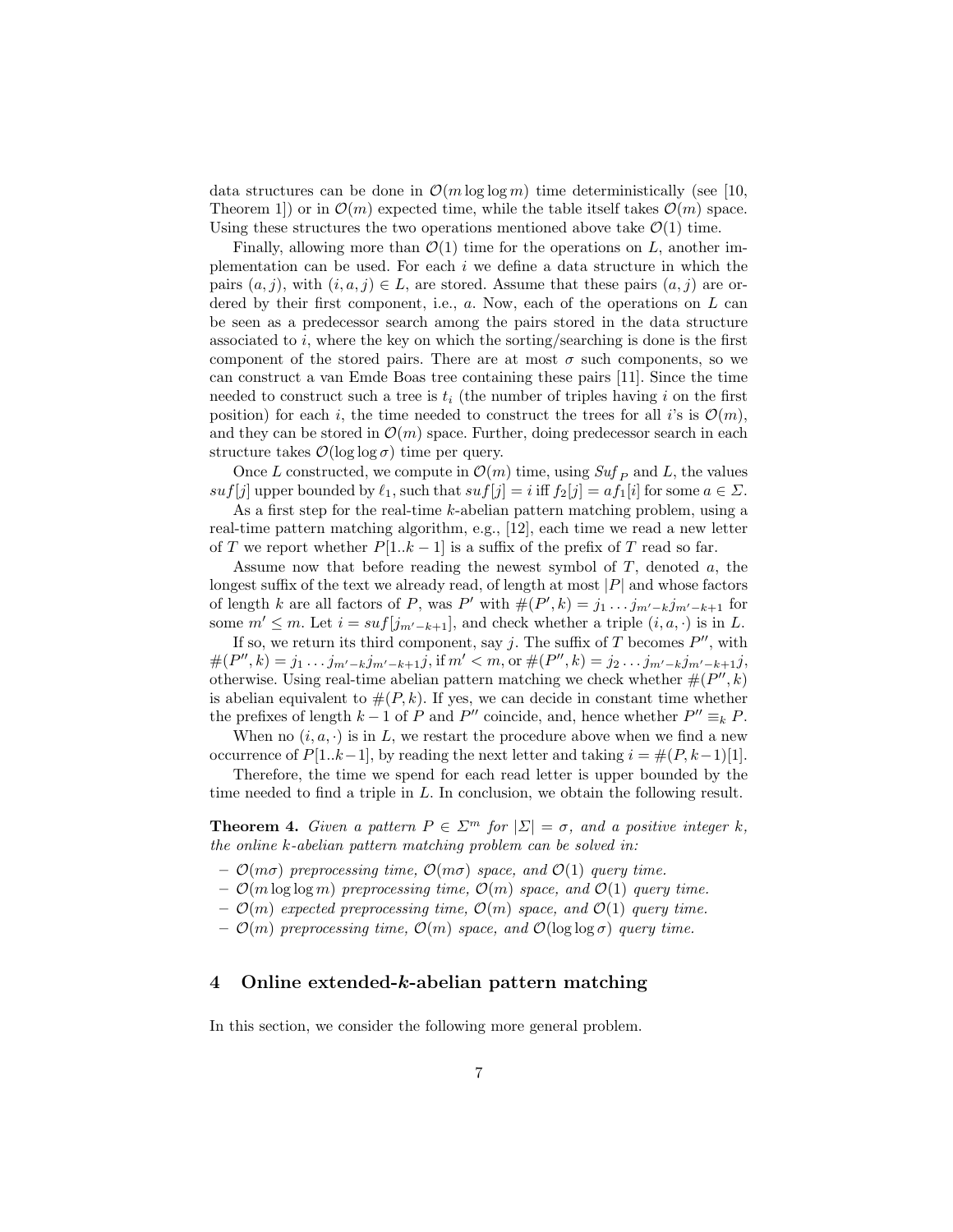data structures can be done in $\mathcal{O}(m \log\log m)$ time deterministically (see [10, Theorem 1]) or in $\mathcal{O}(m)$ expected time, while the table itself takes $\mathcal{O}(m)$ space. Using these structures the two operations mentioned above take $\mathcal{O}(1)$ time.

Finally, allowing more than $\mathcal{O}(1)$ time for the operations on $L$, another implementation can be used. For each $i$ we define a data structure in which the pairs $(a, j)$, with $(i, a, j) \in L$, are stored. Assume that these pairs $(a, j)$ are ordered by their first component, i.e., $a$. Now, each of the operations on $L$ can be seen as a predecessor search among the pairs stored in the data structure associated to $i$, where the key on which the sorting/searching is done is the first component of the stored pairs. There are at most $\sigma$ such components, so we can construct a van Emde Boas tree containing these pairs [11]. Since the time needed to construct such a tree is $t_i$ (the number of triples having $i$ on the first position) for each $i$, the time needed to construct the trees for all $i$'s is $\mathcal{O}(m)$, and they can be stored in $\mathcal{O}(m)$ space. Further, doing predecessor search in each structure takes $\mathcal{O}(\log\log\sigma)$ time per query.

Once $L$ constructed, we compute in $\mathcal{O}(m)$ time, using $Suf_P$ and $L$, the values $suf[j]$ upper bounded by $\ell_1$, such that $suf[j] = i$ iff $f_2[j] = af_1[i]$ for some $a \in \Sigma$.

As a first step for the real-time $k$-abelian pattern matching problem, using a real-time pattern matching algorithm, e.g., [12], each time we read a new letter of $T$ we report whether $P[1..k-1]$ is a suffix of the prefix of $T$ read so far.

Assume now that before reading the newest symbol of $T$, denoted $a$, the longest suffix of the text we already read, of length at most $|P|$ and whose factors of length $k$ are all factors of $P$, was $P'$ with $\#(P', k) = j_1 \ldots j_{m'-k} j_{m'-k+1}$ for some $m' \leq m$. Let $i = suf[j_{m'-k+1}]$, and check whether a triple $(i, a, \cdot)$ is in $L$.

If so, we return its third component, say $j$. The suffix of $T$ becomes $P''$, with $\#(P'', k) = j_1 \ldots j_{m'-k} j_{m'-k+1} j$, if $m' < m$, or $\#(P'', k) = j_2 \ldots j_{m'-k} j_{m'-k+1} j$, otherwise. Using real-time abelian pattern matching we check whether $\#(P'', k)$ is abelian equivalent to $\#(P, k)$. If yes, we can decide in constant time whether the prefixes of length $k-1$ of $P$ and $P''$ coincide, and, hence whether $P'' \equiv_k P$.

When no $(i, a, \cdot)$ is in $L$, we restart the procedure above when we find a new occurrence of $P[1..k-1]$, by reading the next letter and taking $i = \#(P, k-1)[1]$.

Therefore, the time we spend for each read letter is upper bounded by the time needed to find a triple in $L$. In conclusion, we obtain the following result.

**Theorem 4.** *Given a pattern $P \in \Sigma^m$ for $|\Sigma| = \sigma$, and a positive integer $k$, the online $k$-abelian pattern matching problem can be solved in:*

- *$\mathcal{O}(m\sigma)$ preprocessing time, $\mathcal{O}(m\sigma)$ space, and $\mathcal{O}(1)$ query time.*
- *$\mathcal{O}(m \log\log m)$ preprocessing time, $\mathcal{O}(m)$ space, and $\mathcal{O}(1)$ query time.*
- *$\mathcal{O}(m)$ expected preprocessing time, $\mathcal{O}(m)$ space, and $\mathcal{O}(1)$ query time.*
- *$\mathcal{O}(m)$ preprocessing time, $\mathcal{O}(m)$ space, and $\mathcal{O}(\log\log\sigma)$ query time.*

## 4 Online extended-$k$-abelian pattern matching

In this section, we consider the following more general problem.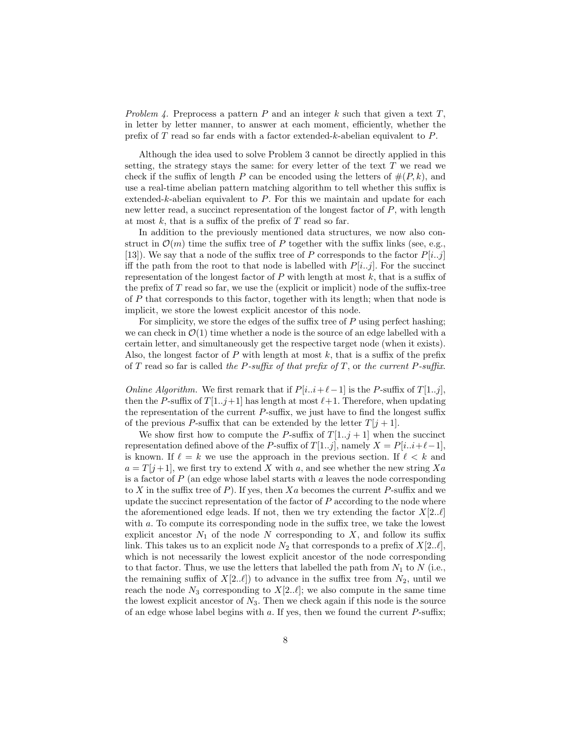*Problem 4.* Preprocess a pattern $P$ and an integer $k$ such that given a text $T$, in letter by letter manner, to answer at each moment, efficiently, whether the prefix of $T$ read so far ends with a factor extended-$k$-abelian equivalent to $P$.

Although the idea used to solve Problem 3 cannot be directly applied in this setting, the strategy stays the same: for every letter of the text $T$ we read we check if the suffix of length $P$ can be encoded using the letters of $\#(P, k)$, and use a real-time abelian pattern matching algorithm to tell whether this suffix is extended-$k$-abelian equivalent to $P$. For this we maintain and update for each new letter read, a succinct representation of the longest factor of $P$, with length at most $k$, that is a suffix of the prefix of $T$ read so far.

In addition to the previously mentioned data structures, we now also construct in $\mathcal{O}(m)$ time the suffix tree of $P$ together with the suffix links (see, e.g., [13]). We say that a node of the suffix tree of $P$ corresponds to the factor $P[i..j]$ iff the path from the root to that node is labelled with $P[i..j]$. For the succinct representation of the longest factor of $P$ with length at most $k$, that is a suffix of the prefix of $T$ read so far, we use the (explicit or implicit) node of the suffix-tree of $P$ that corresponds to this factor, together with its length; when that node is implicit, we store the lowest explicit ancestor of this node.

For simplicity, we store the edges of the suffix tree of $P$ using perfect hashing; we can check in $\mathcal{O}(1)$ time whether a node is the source of an edge labelled with a certain letter, and simultaneously get the respective target node (when it exists). Also, the longest factor of $P$ with length at most $k$, that is a suffix of the prefix of $T$ read so far is called *the $P$-suffix of that prefix of $T$*, or *the current $P$-suffix*.

*Online Algorithm.* We first remark that if $P[i..i+\ell-1]$ is the $P$-suffix of $T[1..j]$, then the $P$-suffix of $T[1..j+1]$ has length at most $\ell+1$. Therefore, when updating the representation of the current $P$-suffix, we just have to find the longest suffix of the previous $P$-suffix that can be extended by the letter $T[j+1]$.

We show first how to compute the $P$-suffix of $T[1..j+1]$ when the succinct representation defined above of the $P$-suffix of $T[1..j]$, namely $X = P[i..i+\ell-1]$, is known. If $\ell = k$ we use the approach in the previous section. If $\ell < k$ and $a = T[j+1]$, we first try to extend $X$ with $a$, and see whether the new string $Xa$ is a factor of $P$ (an edge whose label starts with $a$ leaves the node corresponding to $X$ in the suffix tree of $P$). If yes, then $Xa$ becomes the current $P$-suffix and we update the succinct representation of the factor of $P$ according to the node where the aforementioned edge leads. If not, then we try extending the factor $X[2..\ell]$ with $a$. To compute its corresponding node in the suffix tree, we take the lowest explicit ancestor $N_1$ of the node $N$ corresponding to $X$, and follow its suffix link. This takes us to an explicit node $N_2$ that corresponds to a prefix of $X[2..\ell]$, which is not necessarily the lowest explicit ancestor of the node corresponding to that factor. Thus, we use the letters that labelled the path from $N_1$ to $N$ (i.e., the remaining suffix of $X[2..\ell]$) to advance in the suffix tree from $N_2$, until we reach the node $N_3$ corresponding to $X[2..\ell]$; we also compute in the same time the lowest explicit ancestor of $N_3$. Then we check again if this node is the source of an edge whose label begins with $a$. If yes, then we found the current $P$-suffix;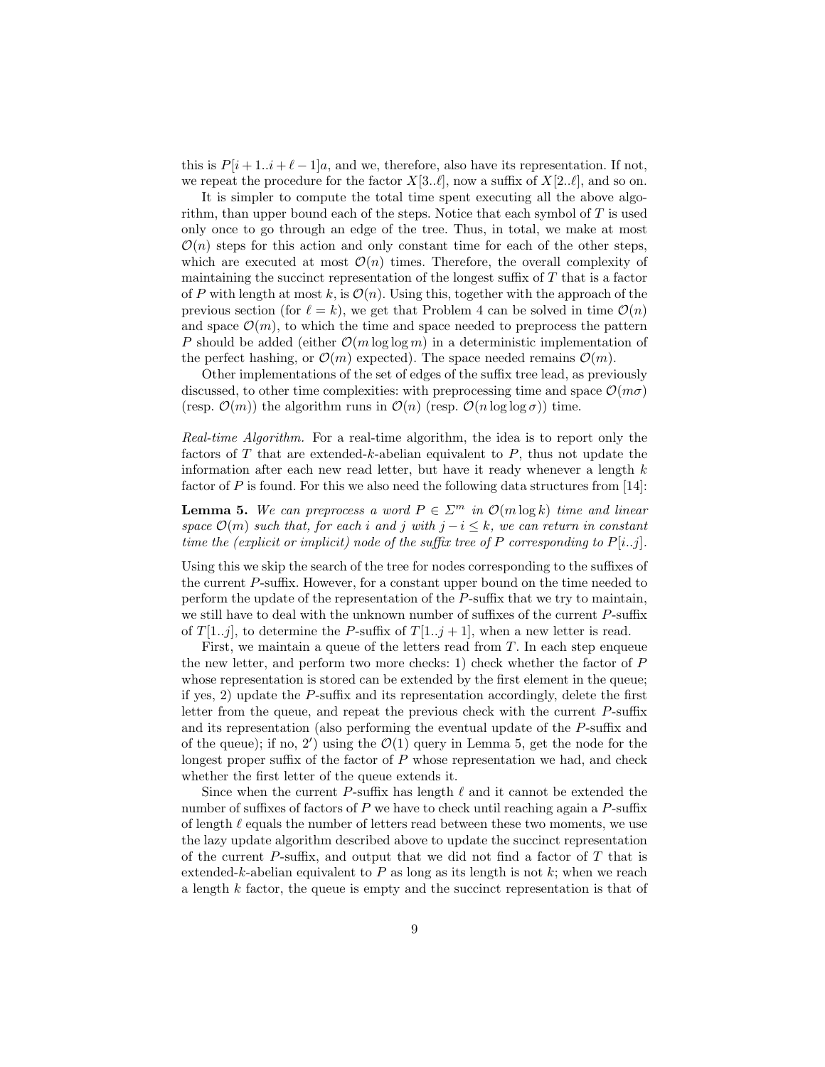this is $P[i+1..i+\ell-1]a$, and we, therefore, also have its representation. If not, we repeat the procedure for the factor $X[3..\ell]$, now a suffix of $X[2..\ell]$, and so on.

It is simpler to compute the total time spent executing all the above algorithm, than upper bound each of the steps. Notice that each symbol of $T$ is used only once to go through an edge of the tree. Thus, in total, we make at most $\mathcal{O}(n)$ steps for this action and only constant time for each of the other steps, which are executed at most $\mathcal{O}(n)$ times. Therefore, the overall complexity of maintaining the succinct representation of the longest suffix of $T$ that is a factor of $P$ with length at most $k$, is $\mathcal{O}(n)$. Using this, together with the approach of the previous section (for $\ell = k$), we get that Problem 4 can be solved in time $\mathcal{O}(n)$ and space $\mathcal{O}(m)$, to which the time and space needed to preprocess the pattern $P$ should be added (either $\mathcal{O}(m \log \log m)$ in a deterministic implementation of the perfect hashing, or $\mathcal{O}(m)$ expected). The space needed remains $\mathcal{O}(m)$.

Other implementations of the set of edges of the suffix tree lead, as previously discussed, to other time complexities: with preprocessing time and space $\mathcal{O}(m\sigma)$ (resp. $\mathcal{O}(m)$) the algorithm runs in $\mathcal{O}(n)$ (resp. $\mathcal{O}(n \log \log \sigma)$) time.

*Real-time Algorithm.* For a real-time algorithm, the idea is to report only the factors of $T$ that are extended-$k$-abelian equivalent to $P$, thus not update the information after each new read letter, but have it ready whenever a length $k$ factor of $P$ is found. For this we also need the following data structures from [14]:

**Lemma 5.** *We can preprocess a word $P \in \Sigma^m$ in $\mathcal{O}(m \log k)$ time and linear space $\mathcal{O}(m)$ such that, for each $i$ and $j$ with $j - i \leq k$, we can return in constant time the (explicit or implicit) node of the suffix tree of $P$ corresponding to $P[i..j]$.*

Using this we skip the search of the tree for nodes corresponding to the suffixes of the current $P$-suffix. However, for a constant upper bound on the time needed to perform the update of the representation of the $P$-suffix that we try to maintain, we still have to deal with the unknown number of suffixes of the current $P$-suffix of $T[1..j]$, to determine the $P$-suffix of $T[1..j+1]$, when a new letter is read.

First, we maintain a queue of the letters read from $T$. In each step enqueue the new letter, and perform two more checks: 1) check whether the factor of $P$ whose representation is stored can be extended by the first element in the queue; if yes, 2) update the $P$-suffix and its representation accordingly, delete the first letter from the queue, and repeat the previous check with the current $P$-suffix and its representation (also performing the eventual update of the $P$-suffix and of the queue); if no, 2′) using the $\mathcal{O}(1)$ query in Lemma 5, get the node for the longest proper suffix of the factor of $P$ whose representation we had, and check whether the first letter of the queue extends it.

Since when the current $P$-suffix has length $\ell$ and it cannot be extended the number of suffixes of factors of $P$ we have to check until reaching again a $P$-suffix of length $\ell$ equals the number of letters read between these two moments, we use the lazy update algorithm described above to update the succinct representation of the current $P$-suffix, and output that we did not find a factor of $T$ that is extended-$k$-abelian equivalent to $P$ as long as its length is not $k$; when we reach a length $k$ factor, the queue is empty and the succinct representation is that of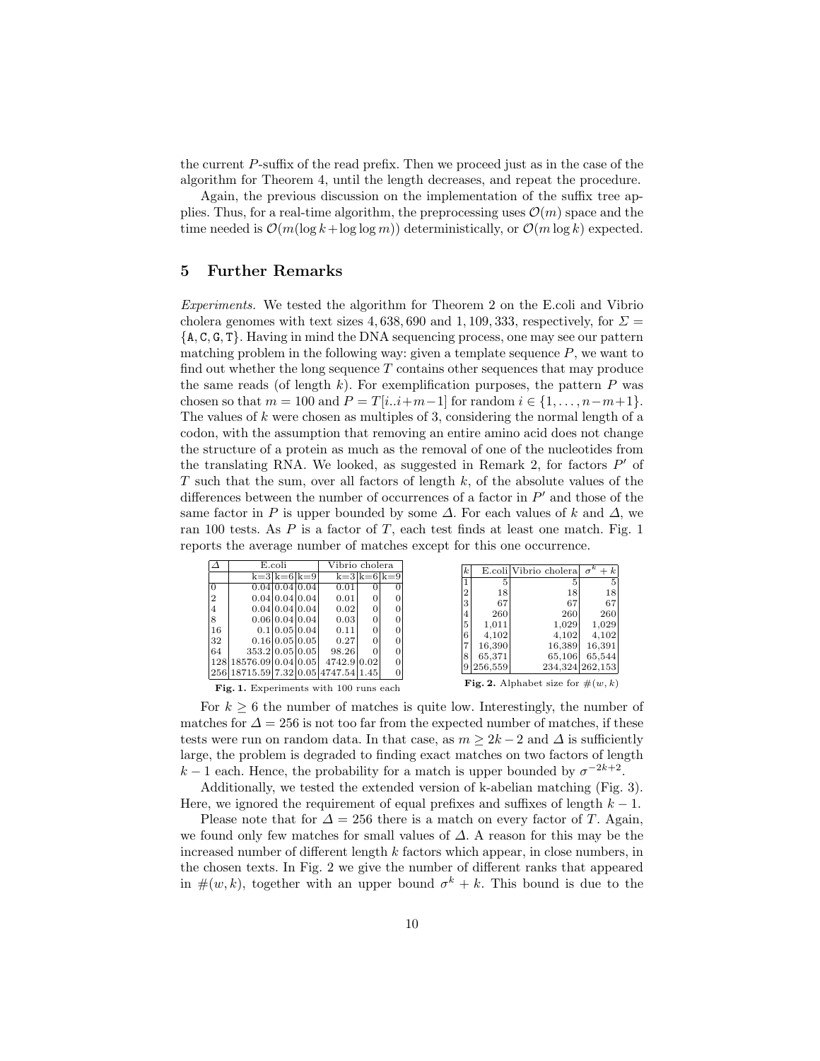the current $P$-suffix of the read prefix. Then we proceed just as in the case of the algorithm for Theorem 4, until the length decreases, and repeat the procedure.

Again, the previous discussion on the implementation of the suffix tree applies. Thus, for a real-time algorithm, the preprocessing uses $\mathcal{O}(m)$ space and the time needed is $\mathcal{O}(m(\log k + \log\log m))$ deterministically, or $\mathcal{O}(m \log k)$ expected.

## 5 Further Remarks

*Experiments.* We tested the algorithm for Theorem 2 on the E.coli and Vibrio cholera genomes with text sizes 4,638,690 and 1,109,333, respectively, for $\Sigma = \{\mathtt{A}, \mathtt{C}, \mathtt{G}, \mathtt{T}\}$. Having in mind the DNA sequencing process, one may see our pattern matching problem in the following way: given a template sequence $P$, we want to find out whether the long sequence $T$ contains other sequences that may produce the same reads (of length $k$). For exemplification purposes, the pattern $P$ was chosen so that $m = 100$ and $P = T[i..i+m-1]$ for random $i \in \{1, \dots, n-m+1\}$. The values of $k$ were chosen as multiples of 3, considering the normal length of a codon, with the assumption that removing an entire amino acid does not change the structure of a protein as much as the removal of one of the nucleotides from the translating RNA. We looked, as suggested in Remark 2, for factors $P'$ of $T$ such that the sum, over all factors of length $k$, of the absolute values of the differences between the number of occurrences of a factor in $P'$ and those of the same factor in $P$ is upper bounded by some $\Delta$. For each values of $k$ and $\Delta$, we ran 100 tests. As $P$ is a factor of $T$, each test finds at least one match. Fig. 1 reports the average number of matches except for this one occurrence.

| $\Delta$ | E.coli | | | Vibrio cholera | | |
|---|---|---|---|---|---|---|
| | k=3 | k=6 | k=9 | k=3 | k=6 | k=9 |
| 0 | 0.04 | 0.04 | 0.04 | 0.01 | 0 | 0 |
| 2 | 0.04 | 0.04 | 0.04 | 0.01 | 0 | 0 |
| 4 | 0.04 | 0.04 | 0.04 | 0.02 | 0 | 0 |
| 8 | 0.06 | 0.04 | 0.04 | 0.03 | 0 | 0 |
| 16 | 0.1 | 0.05 | 0.04 | 0.11 | 0 | 0 |
| 32 | 0.16 | 0.05 | 0.05 | 0.27 | 0 | 0 |
| 64 | 353.2 | 0.05 | 0.05 | 98.26 | 0 | 0 |
| 128 | 18576.09 | 0.04 | 0.05 | 4742.9 | 0.02 | 0 |
| 256 | 18715.59 | 7.32 | 0.05 | 4747.54 | 1.45 | 0 |

**Fig. 1.** Experiments with 100 runs each

| $k$ | E.coli | Vibrio cholera | $\sigma^k + k$ |
|---|---|---|---|
| 1 | 5 | 5 | 5 |
| 2 | 18 | 18 | 18 |
| 3 | 67 | 67 | 67 |
| 4 | 260 | 260 | 260 |
| 5 | 1,011 | 1,029 | 1,029 |
| 6 | 4,102 | 4,102 | 4,102 |
| 7 | 16,390 | 16,389 | 16,391 |
| 8 | 65,371 | 65,106 | 65,544 |
| 9 | 256,559 | 234,324 | 262,153 |

**Fig. 2.** Alphabet size for $\#(w,k)$

For $k \geq 6$ the number of matches is quite low. Interestingly, the number of matches for $\Delta = 256$ is not too far from the expected number of matches, if these tests were run on random data. In that case, as $m \geq 2k-2$ and $\Delta$ is sufficiently large, the problem is degraded to finding exact matches on two factors of length $k-1$ each. Hence, the probability for a match is upper bounded by $\sigma^{-2k+2}$.

Additionally, we tested the extended version of k-abelian matching (Fig. 3). Here, we ignored the requirement of equal prefixes and suffixes of length $k-1$.

Please note that for $\Delta = 256$ there is a match on every factor of $T$. Again, we found only few matches for small values of $\Delta$. A reason for this may be the increased number of different length $k$ factors which appear, in close numbers, in the chosen texts. In Fig. 2 we give the number of different ranks that appeared in $\#(w,k)$, together with an upper bound $\sigma^k + k$. This bound is due to the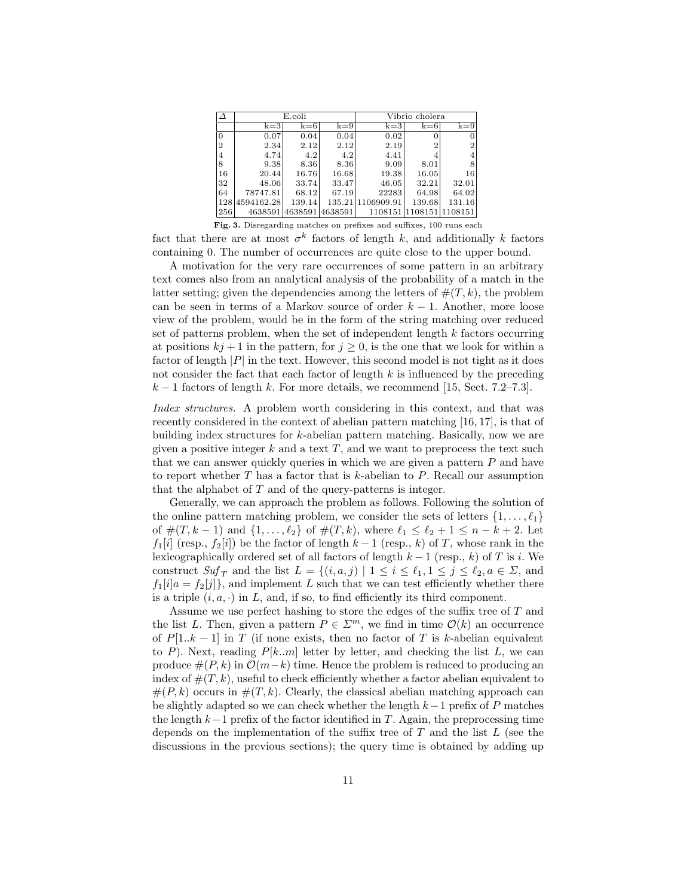| $\Delta$ | E.coli | | | Vibrio cholera | | |
|---|---|---|---|---|---|---|
| | k=3 | k=6 | k=9 | k=3 | k=6 | k=9 |
| 0 | 0.07 | 0.04 | 0.04 | 0.02 | 0 | 0 |
| 2 | 2.34 | 2.12 | 2.12 | 2.19 | 2 | 2 |
| 4 | 4.74 | 4.2 | 4.2 | 4.41 | 4 | 4 |
| 8 | 9.38 | 8.36 | 8.36 | 9.09 | 8.01 | 8 |
| 16 | 20.44 | 16.76 | 16.68 | 19.38 | 16.05 | 16 |
| 32 | 48.06 | 33.74 | 33.47 | 46.05 | 32.21 | 32.01 |
| 64 | 78747.81 | 68.12 | 67.19 | 22283 | 64.98 | 64.02 |
| 128 | 4594162.28 | 139.14 | 135.21 | 1106909.91 | 139.68 | 131.16 |
| 256 | 4638591 | 4638591 | 4638591 | 1108151 | 1108151 | 1108151 |

**Fig. 3.** Disregarding matches on prefixes and suffixes, 100 runs each

fact that there are at most $\sigma^k$ factors of length $k$, and additionally $k$ factors containing 0. The number of occurrences are quite close to the upper bound.

A motivation for the very rare occurrences of some pattern in an arbitrary text comes also from an analytical analysis of the probability of a match in the latter setting; given the dependencies among the letters of $\#(T, k)$, the problem can be seen in terms of a Markov source of order $k-1$. Another, more loose view of the problem, would be in the form of the string matching over reduced set of patterns problem, when the set of independent length $k$ factors occurring at positions $kj+1$ in the pattern, for $j \geq 0$, is the one that we look for within a factor of length $|P|$ in the text. However, this second model is not tight as it does not consider the fact that each factor of length $k$ is influenced by the preceding $k-1$ factors of length $k$. For more details, we recommend [15, Sect. 7.2–7.3].

*Index structures.* A problem worth considering in this context, and that was recently considered in the context of abelian pattern matching [16, 17], is that of building index structures for $k$-abelian pattern matching. Basically, now we are given a positive integer $k$ and a text $T$, and we want to preprocess the text such that we can answer quickly queries in which we are given a pattern $P$ and have to report whether $T$ has a factor that is $k$-abelian to $P$. Recall our assumption that the alphabet of $T$ and of the query-patterns is integer.

Generally, we can approach the problem as follows. Following the solution of the online pattern matching problem, we consider the sets of letters $\{1, \ldots, \ell_1\}$ of $\#(T, k-1)$ and $\{1, \ldots, \ell_2\}$ of $\#(T, k)$, where $\ell_1 \leq \ell_2 + 1 \leq n - k + 2$. Let $f_1[i]$ (resp., $f_2[i]$) be the factor of length $k-1$ (resp., $k$) of $T$, whose rank in the lexicographically ordered set of all factors of length $k-1$ (resp., $k$) of $T$ is $i$. We construct $Suf_T$ and the list $L = \{(i, a, j) \mid 1 \leq i \leq \ell_1, 1 \leq j \leq \ell_2, a \in \Sigma$, and $f_1[i]a = f_2[j]\}$, and implement $L$ such that we can test efficiently whether there is a triple $(i, a, \cdot)$ in $L$, and, if so, to find efficiently its third component.

Assume we use perfect hashing to store the edges of the suffix tree of $T$ and the list $L$. Then, given a pattern $P \in \Sigma^m$, we find in time $\mathcal{O}(k)$ an occurrence of $P[1..k-1]$ in $T$ (if none exists, then no factor of $T$ is $k$-abelian equivalent to $P$). Next, reading $P[k..m]$ letter by letter, and checking the list $L$, we can produce $\#(P, k)$ in $\mathcal{O}(m-k)$ time. Hence the problem is reduced to producing an index of $\#(T, k)$, useful to check efficiently whether a factor abelian equivalent to $\#(P, k)$ occurs in $\#(T, k)$. Clearly, the classical abelian matching approach can be slightly adapted so we can check whether the length $k-1$ prefix of $P$ matches the length $k-1$ prefix of the factor identified in $T$. Again, the preprocessing time depends on the implementation of the suffix tree of $T$ and the list $L$ (see the discussions in the previous sections); the query time is obtained by adding up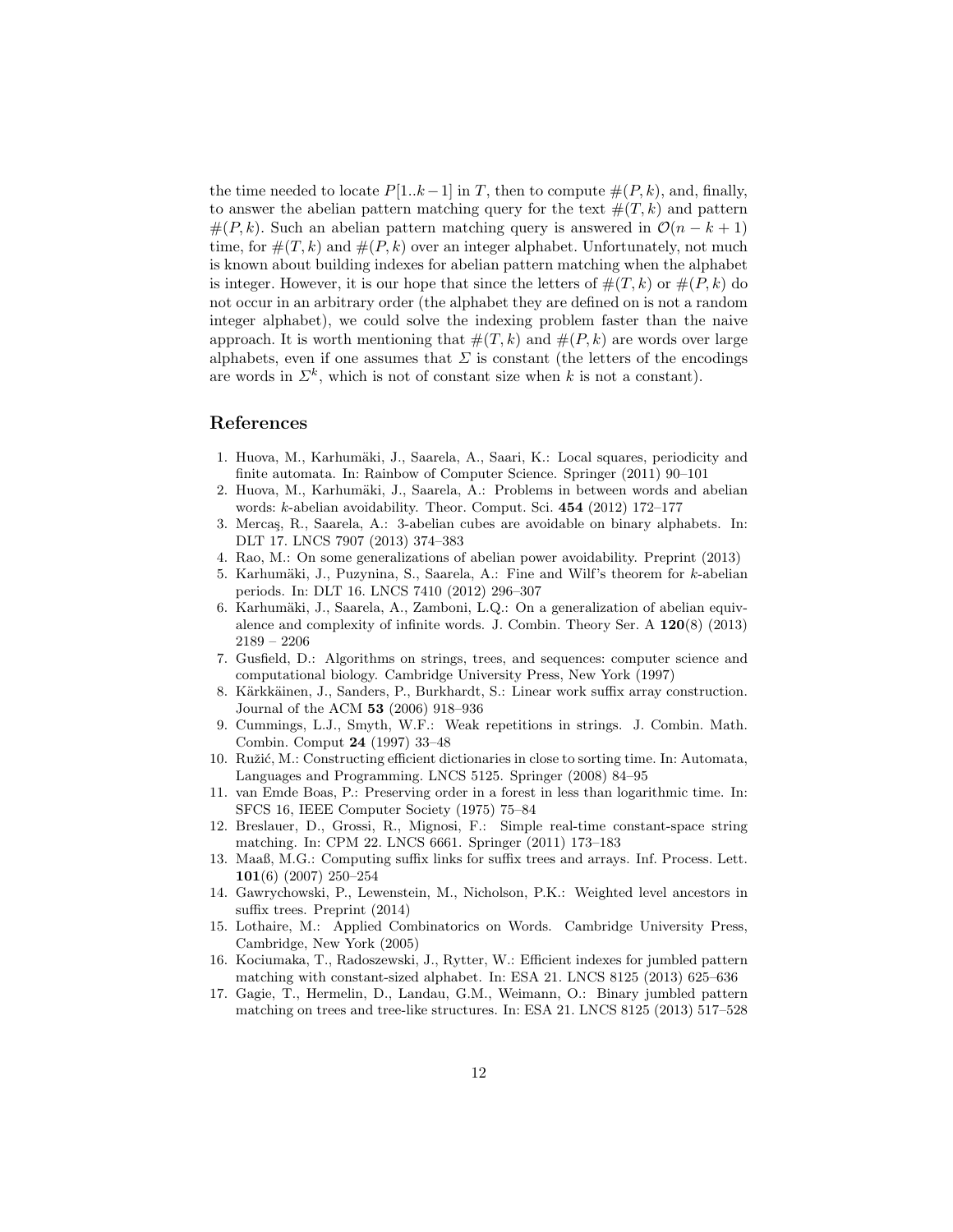the time needed to locate $P[1..k-1]$ in $T$, then to compute $\#(P,k)$, and, finally, to answer the abelian pattern matching query for the text $\#(T,k)$ and pattern $\#(P,k)$. Such an abelian pattern matching query is answered in $\mathcal{O}(n-k+1)$ time, for $\#(T,k)$ and $\#(P,k)$ over an integer alphabet. Unfortunately, not much is known about building indexes for abelian pattern matching when the alphabet is integer. However, it is our hope that since the letters of $\#(T,k)$ or $\#(P,k)$ do not occur in an arbitrary order (the alphabet they are defined on is not a random integer alphabet), we could solve the indexing problem faster than the naive approach. It is worth mentioning that $\#(T,k)$ and $\#(P,k)$ are words over large alphabets, even if one assumes that $\Sigma$ is constant (the letters of the encodings are words in $\Sigma^k$, which is not of constant size when $k$ is not a constant).

## References

1. Huova, M., Karhumäki, J., Saarela, A., Saari, K.: Local squares, periodicity and finite automata. In: Rainbow of Computer Science. Springer (2011) 90–101
2. Huova, M., Karhumäki, J., Saarela, A.: Problems in between words and abelian words: $k$-abelian avoidability. Theor. Comput. Sci. **454** (2012) 172–177
3. Mercaş, R., Saarela, A.: 3-abelian cubes are avoidable on binary alphabets. In: DLT 17. LNCS 7907 (2013) 374–383
4. Rao, M.: On some generalizations of abelian power avoidability. Preprint (2013)
5. Karhumäki, J., Puzynina, S., Saarela, A.: Fine and Wilf's theorem for $k$-abelian periods. In: DLT 16. LNCS 7410 (2012) 296–307
6. Karhumäki, J., Saarela, A., Zamboni, L.Q.: On a generalization of abelian equivalence and complexity of infinite words. J. Combin. Theory Ser. A **120**(8) (2013) 2189 – 2206
7. Gusfield, D.: Algorithms on strings, trees, and sequences: computer science and computational biology. Cambridge University Press, New York (1997)
8. Kärkkäinen, J., Sanders, P., Burkhardt, S.: Linear work suffix array construction. Journal of the ACM **53** (2006) 918–936
9. Cummings, L.J., Smyth, W.F.: Weak repetitions in strings. J. Combin. Math. Combin. Comput **24** (1997) 33–48
10. Ružić, M.: Constructing efficient dictionaries in close to sorting time. In: Automata, Languages and Programming. LNCS 5125. Springer (2008) 84–95
11. van Emde Boas, P.: Preserving order in a forest in less than logarithmic time. In: SFCS 16, IEEE Computer Society (1975) 75–84
12. Breslauer, D., Grossi, R., Mignosi, F.: Simple real-time constant-space string matching. In: CPM 22. LNCS 6661. Springer (2011) 173–183
13. Maaß, M.G.: Computing suffix links for suffix trees and arrays. Inf. Process. Lett. **101**(6) (2007) 250–254
14. Gawrychowski, P., Lewenstein, M., Nicholson, P.K.: Weighted level ancestors in suffix trees. Preprint (2014)
15. Lothaire, M.: Applied Combinatorics on Words. Cambridge University Press, Cambridge, New York (2005)
16. Kociumaka, T., Radoszewski, J., Rytter, W.: Efficient indexes for jumbled pattern matching with constant-sized alphabet. In: ESA 21. LNCS 8125 (2013) 625–636
17. Gagie, T., Hermelin, D., Landau, G.M., Weimann, O.: Binary jumbled pattern matching on trees and tree-like structures. In: ESA 21. LNCS 8125 (2013) 517–528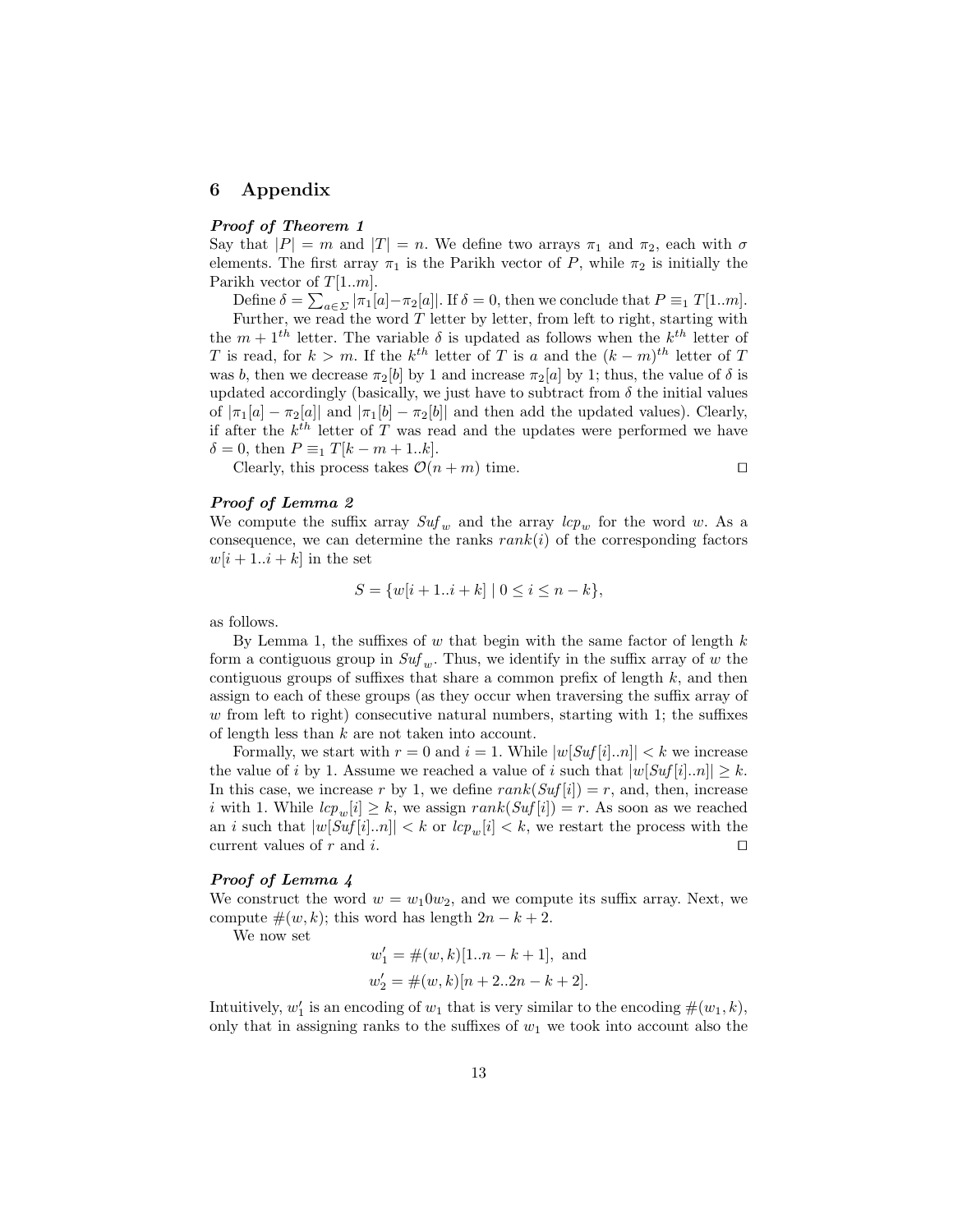## 6 Appendix

***Proof of Theorem 1***
Say that $|P| = m$ and $|T| = n$. We define two arrays $\pi_1$ and $\pi_2$, each with $\sigma$ elements. The first array $\pi_1$ is the Parikh vector of $P$, while $\pi_2$ is initially the Parikh vector of $T[1..m]$.

Define $\delta = \sum_{a \in \Sigma} |\pi_1[a] - \pi_2[a]|$. If $\delta = 0$, then we conclude that $P \equiv_1 T[1..m]$.

Further, we read the word $T$ letter by letter, from left to right, starting with the $m+1^{th}$ letter. The variable $\delta$ is updated as follows when the $k^{th}$ letter of $T$ is read, for $k > m$. If the $k^{th}$ letter of $T$ is $a$ and the $(k-m)^{th}$ letter of $T$ was $b$, then we decrease $\pi_2[b]$ by 1 and increase $\pi_2[a]$ by 1; thus, the value of $\delta$ is updated accordingly (basically, we just have to subtract from $\delta$ the initial values of $|\pi_1[a] - \pi_2[a]|$ and $|\pi_1[b] - \pi_2[b]|$ and then add the updated values). Clearly, if after the $k^{th}$ letter of $T$ was read and the updates were performed we have $\delta = 0$, then $P \equiv_1 T[k-m+1..k]$.

Clearly, this process takes $\mathcal{O}(n+m)$ time. ◻

***Proof of Lemma 2***
We compute the suffix array $Suf_w$ and the array $lcp_w$ for the word $w$. As a consequence, we can determine the ranks $rank(i)$ of the corresponding factors $w[i+1..i+k]$ in the set

$$S = \{w[i+1..i+k] \mid 0 \leq i \leq n-k\},$$

as follows.

By Lemma 1, the suffixes of $w$ that begin with the same factor of length $k$ form a contiguous group in $Suf_w$. Thus, we identify in the suffix array of $w$ the contiguous groups of suffixes that share a common prefix of length $k$, and then assign to each of these groups (as they occur when traversing the suffix array of $w$ from left to right) consecutive natural numbers, starting with 1; the suffixes of length less than $k$ are not taken into account.

Formally, we start with $r = 0$ and $i = 1$. While $|w[Suf[i]..n]| < k$ we increase the value of $i$ by 1. Assume we reached a value of $i$ such that $|w[Suf[i]..n]| \geq k$. In this case, we increase $r$ by 1, we define $rank(Suf[i]) = r$, and, then, increase $i$ with 1. While $lcp_w[i] \geq k$, we assign $rank(Suf[i]) = r$. As soon as we reached an $i$ such that $|w[Suf[i]..n]| < k$ or $lcp_w[i] < k$, we restart the process with the current values of $r$ and $i$. ◻

***Proof of Lemma 4***
We construct the word $w = w_1 0 w_2$, and we compute its suffix array. Next, we compute $\#(w,k)$; this word has length $2n - k + 2$.

We now set

$$w_1' = \#(w,k)[1..n-k+1], \text{ and}$$
$$w_2' = \#(w,k)[n+2..2n-k+2].$$

Intuitively, $w_1'$ is an encoding of $w_1$ that is very similar to the encoding $\#(w_1,k)$, only that in assigning ranks to the suffixes of $w_1$ we took into account also the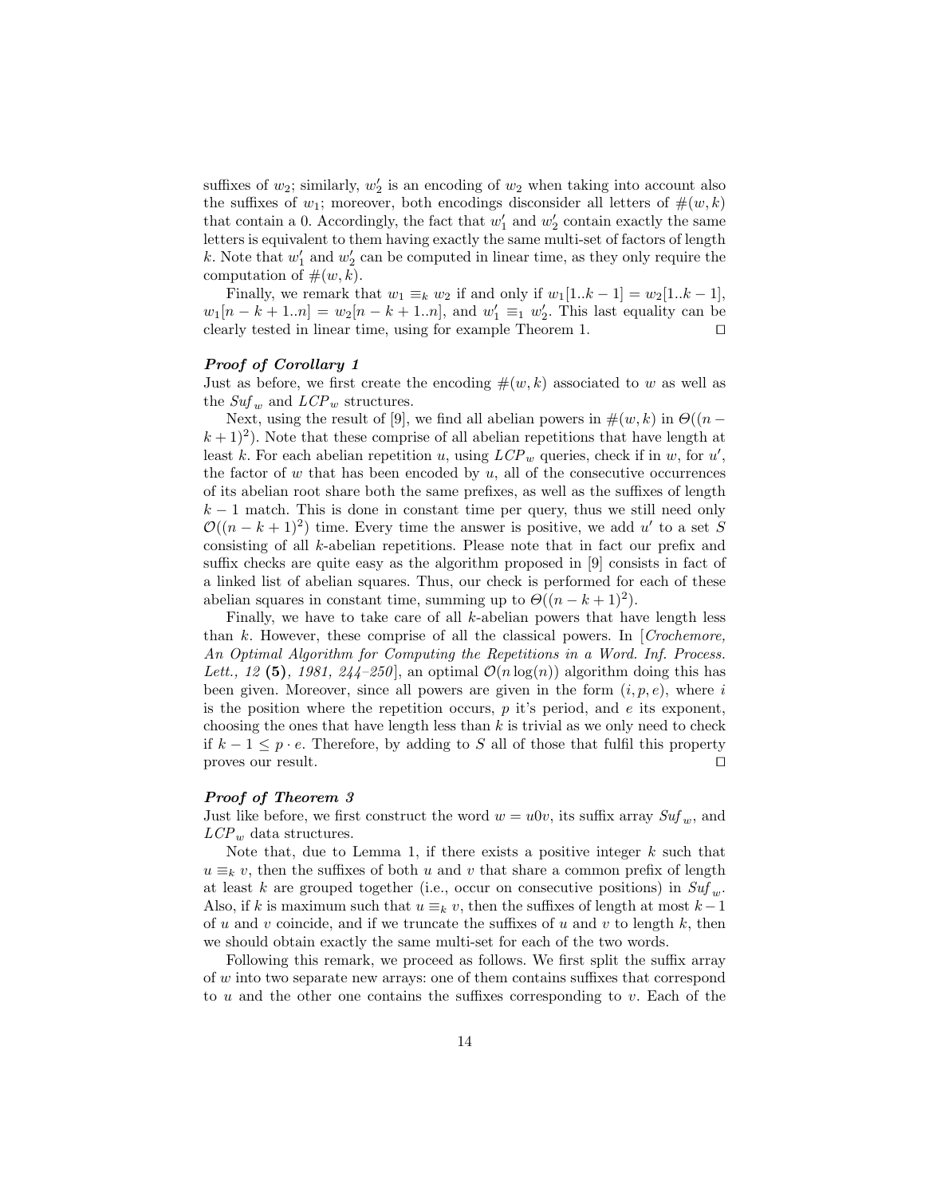suffixes of $w_2$; similarly, $w_2'$ is an encoding of $w_2$ when taking into account also the suffixes of $w_1$; moreover, both encodings disconsider all letters of $\#(w,k)$ that contain a 0. Accordingly, the fact that $w_1'$ and $w_2'$ contain exactly the same letters is equivalent to them having exactly the same multi-set of factors of length $k$. Note that $w_1'$ and $w_2'$ can be computed in linear time, as they only require the computation of $\#(w,k)$.

Finally, we remark that $w_1 \equiv_k w_2$ if and only if $w_1[1..k-1] = w_2[1..k-1]$, $w_1[n-k+1..n] = w_2[n-k+1..n]$, and $w_1' \equiv_1 w_2'$. This last equality can be clearly tested in linear time, using for example Theorem 1. ◻

***Proof of Corollary 1***

Just as before, we first create the encoding $\#(w,k)$ associated to $w$ as well as the $Suf_w$ and $LCP_w$ structures.

Next, using the result of [9], we find all abelian powers in $\#(w,k)$ in $\Theta((n-k+1)^2)$. Note that these comprise of all abelian repetitions that have length at least $k$. For each abelian repetition $u$, using $LCP_w$ queries, check if in $w$, for $u'$, the factor of $w$ that has been encoded by $u$, all of the consecutive occurrences of its abelian root share both the same prefixes, as well as the suffixes of length $k-1$ match. This is done in constant time per query, thus we still need only $\mathcal{O}((n-k+1)^2)$ time. Every time the answer is positive, we add $u'$ to a set $S$ consisting of all $k$-abelian repetitions. Please note that in fact our prefix and suffix checks are quite easy as the algorithm proposed in [9] consists in fact of a linked list of abelian squares. Thus, our check is performed for each of these abelian squares in constant time, summing up to $\Theta((n-k+1)^2)$.

Finally, we have to take care of all $k$-abelian powers that have length less than $k$. However, these comprise of all the classical powers. In [*Crochemore, An Optimal Algorithm for Computing the Repetitions in a Word. Inf. Process. Lett., 12* **(5)***, 1981, 244–250*], an optimal $\mathcal{O}(n\log(n))$ algorithm doing this has been given. Moreover, since all powers are given in the form $(i,p,e)$, where $i$ is the position where the repetition occurs, $p$ it's period, and $e$ its exponent, choosing the ones that have length less than $k$ is trivial as we only need to check if $k-1 \leq p \cdot e$. Therefore, by adding to $S$ all of those that fulfil this property proves our result. ◻

***Proof of Theorem 3***

Just like before, we first construct the word $w = u0v$, its suffix array $Suf_w$, and $LCP_w$ data structures.

Note that, due to Lemma 1, if there exists a positive integer $k$ such that $u \equiv_k v$, then the suffixes of both $u$ and $v$ that share a common prefix of length at least $k$ are grouped together (i.e., occur on consecutive positions) in $Suf_w$. Also, if $k$ is maximum such that $u \equiv_k v$, then the suffixes of length at most $k-1$ of $u$ and $v$ coincide, and if we truncate the suffixes of $u$ and $v$ to length $k$, then we should obtain exactly the same multi-set for each of the two words.

Following this remark, we proceed as follows. We first split the suffix array of $w$ into two separate new arrays: one of them contains suffixes that correspond to $u$ and the other one contains the suffixes corresponding to $v$. Each of the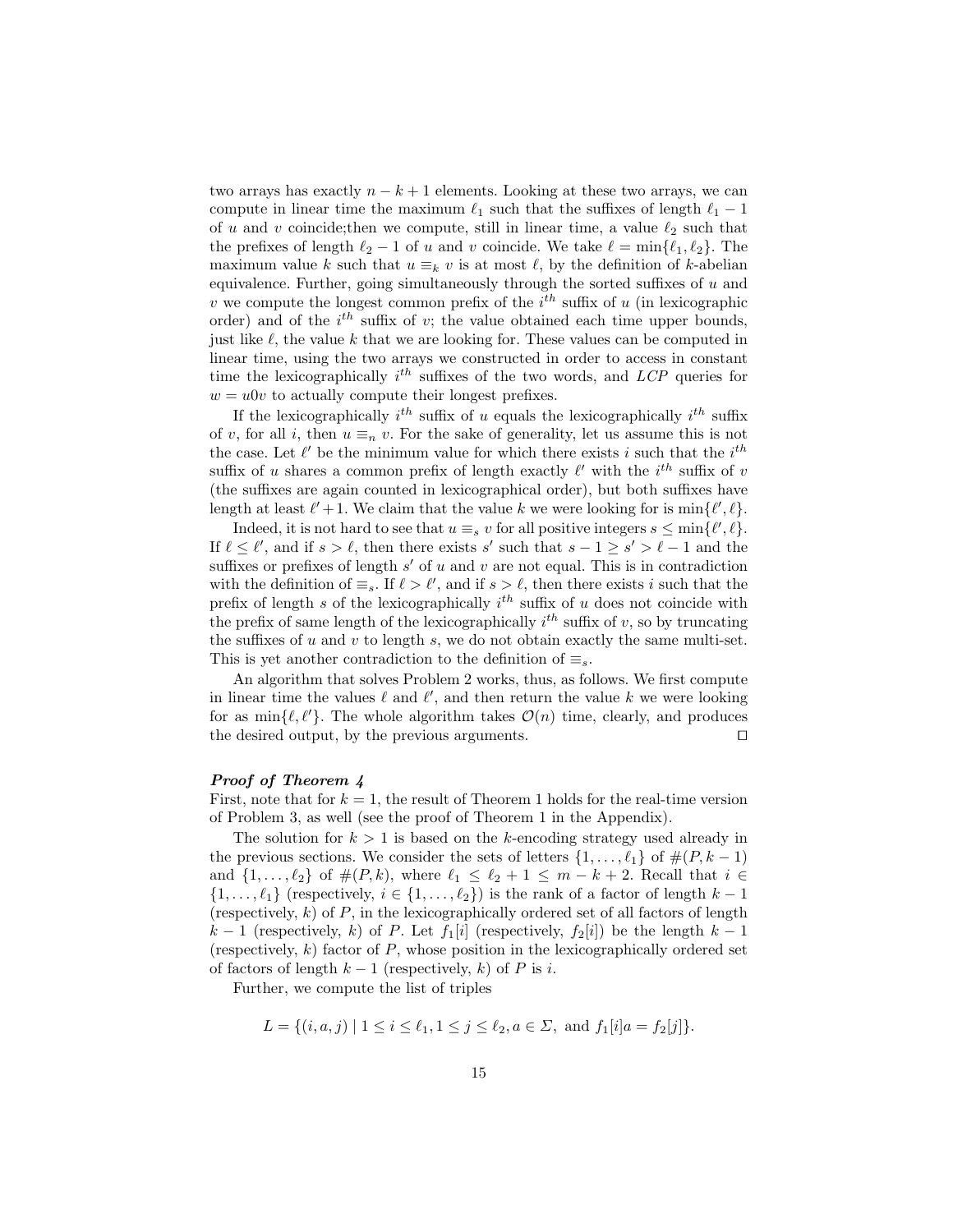two arrays has exactly $n-k+1$ elements. Looking at these two arrays, we can compute in linear time the maximum $\ell_1$ such that the suffixes of length $\ell_1 - 1$ of $u$ and $v$ coincide;then we compute, still in linear time, a value $\ell_2$ such that the prefixes of length $\ell_2 - 1$ of $u$ and $v$ coincide. We take $\ell = \min\{\ell_1, \ell_2\}$. The maximum value $k$ such that $u \equiv_k v$ is at most $\ell$, by the definition of $k$-abelian equivalence. Further, going simultaneously through the sorted suffixes of $u$ and $v$ we compute the longest common prefix of the $i^{th}$ suffix of $u$ (in lexicographic order) and of the $i^{th}$ suffix of $v$; the value obtained each time upper bounds, just like $\ell$, the value $k$ that we are looking for. These values can be computed in linear time, using the two arrays we constructed in order to access in constant time the lexicographically $i^{th}$ suffixes of the two words, and $LCP$ queries for $w = u0v$ to actually compute their longest prefixes.

If the lexicographically $i^{th}$ suffix of $u$ equals the lexicographically $i^{th}$ suffix of $v$, for all $i$, then $u \equiv_n v$. For the sake of generality, let us assume this is not the case. Let $\ell'$ be the minimum value for which there exists $i$ such that the $i^{th}$ suffix of $u$ shares a common prefix of length exactly $\ell'$ with the $i^{th}$ suffix of $v$ (the suffixes are again counted in lexicographical order), but both suffixes have length at least $\ell'+1$. We claim that the value $k$ we were looking for is $\min\{\ell', \ell\}$.

Indeed, it is not hard to see that $u \equiv_s v$ for all positive integers $s \leq \min\{\ell', \ell\}$. If $\ell \leq \ell'$, and if $s > \ell$, then there exists $s'$ such that $s-1 \geq s' > \ell - 1$ and the suffixes or prefixes of length $s'$ of $u$ and $v$ are not equal. This is in contradiction with the definition of $\equiv_s$. If $\ell > \ell'$, and if $s > \ell$, then there exists $i$ such that the prefix of length $s$ of the lexicographically $i^{th}$ suffix of $u$ does not coincide with the prefix of same length of the lexicographically $i^{th}$ suffix of $v$, so by truncating the suffixes of $u$ and $v$ to length $s$, we do not obtain exactly the same multi-set. This is yet another contradiction to the definition of $\equiv_s$.

An algorithm that solves Problem 2 works, thus, as follows. We first compute in linear time the values $\ell$ and $\ell'$, and then return the value $k$ we were looking for as $\min\{\ell, \ell'\}$. The whole algorithm takes $\mathcal{O}(n)$ time, clearly, and produces the desired output, by the previous arguments. □

***Proof of Theorem 4***

First, note that for $k = 1$, the result of Theorem 1 holds for the real-time version of Problem 3, as well (see the proof of Theorem 1 in the Appendix).

The solution for $k > 1$ is based on the $k$-encoding strategy used already in the previous sections. We consider the sets of letters $\{1, \ldots, \ell_1\}$ of $\#(P, k-1)$ and $\{1, \ldots, \ell_2\}$ of $\#(P, k)$, where $\ell_1 \leq \ell_2 + 1 \leq m - k + 2$. Recall that $i \in \{1, \ldots, \ell_1\}$ (respectively, $i \in \{1, \ldots, \ell_2\}$) is the rank of a factor of length $k-1$ (respectively, $k$) of $P$, in the lexicographically ordered set of all factors of length $k-1$ (respectively, $k$) of $P$. Let $f_1[i]$ (respectively, $f_2[i]$) be the length $k-1$ (respectively, $k$) factor of $P$, whose position in the lexicographically ordered set of factors of length $k-1$ (respectively, $k$) of $P$ is $i$.

Further, we compute the list of triples

$$L = \{(i, a, j) \mid 1 \leq i \leq \ell_1, 1 \leq j \leq \ell_2, a \in \Sigma, \text{ and } f_1[i]a = f_2[j]\}.$$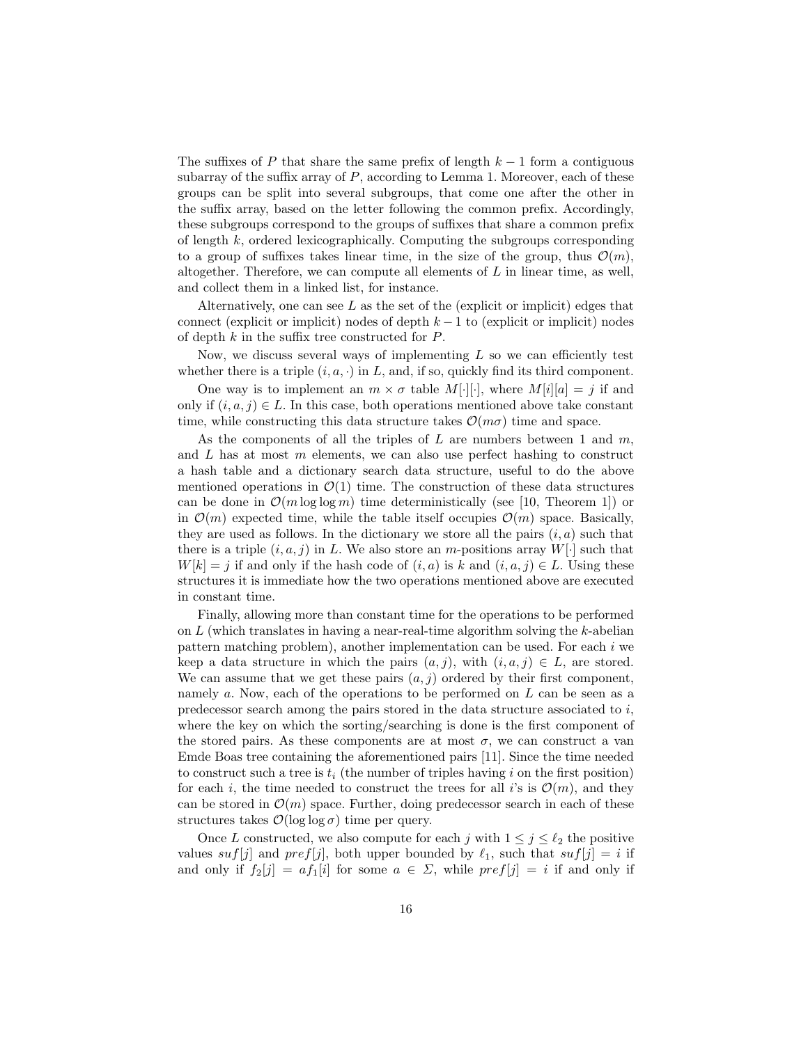The suffixes of $P$ that share the same prefix of length $k-1$ form a contiguous subarray of the suffix array of $P$, according to Lemma 1. Moreover, each of these groups can be split into several subgroups, that come one after the other in the suffix array, based on the letter following the common prefix. Accordingly, these subgroups correspond to the groups of suffixes that share a common prefix of length $k$, ordered lexicographically. Computing the subgroups corresponding to a group of suffixes takes linear time, in the size of the group, thus $\mathcal{O}(m)$, altogether. Therefore, we can compute all elements of $L$ in linear time, as well, and collect them in a linked list, for instance.

Alternatively, one can see $L$ as the set of the (explicit or implicit) edges that connect (explicit or implicit) nodes of depth $k-1$ to (explicit or implicit) nodes of depth $k$ in the suffix tree constructed for $P$.

Now, we discuss several ways of implementing $L$ so we can efficiently test whether there is a triple $(i, a, \cdot)$ in $L$, and, if so, quickly find its third component.

One way is to implement an $m \times \sigma$ table $M[\cdot][\cdot]$, where $M[i][a] = j$ if and only if $(i, a, j) \in L$. In this case, both operations mentioned above take constant time, while constructing this data structure takes $\mathcal{O}(m\sigma)$ time and space.

As the components of all the triples of $L$ are numbers between 1 and $m$, and $L$ has at most $m$ elements, we can also use perfect hashing to construct a hash table and a dictionary search data structure, useful to do the above mentioned operations in $\mathcal{O}(1)$ time. The construction of these data structures can be done in $\mathcal{O}(m \log\log m)$ time deterministically (see [10, Theorem 1]) or in $\mathcal{O}(m)$ expected time, while the table itself occupies $\mathcal{O}(m)$ space. Basically, they are used as follows. In the dictionary we store all the pairs $(i, a)$ such that there is a triple $(i, a, j)$ in $L$. We also store an $m$-positions array $W[\cdot]$ such that $W[k] = j$ if and only if the hash code of $(i, a)$ is $k$ and $(i, a, j) \in L$. Using these structures it is immediate how the two operations mentioned above are executed in constant time.

Finally, allowing more than constant time for the operations to be performed on $L$ (which translates in having a near-real-time algorithm solving the $k$-abelian pattern matching problem), another implementation can be used. For each $i$ we keep a data structure in which the pairs $(a, j)$, with $(i, a, j) \in L$, are stored. We can assume that we get these pairs $(a, j)$ ordered by their first component, namely $a$. Now, each of the operations to be performed on $L$ can be seen as a predecessor search among the pairs stored in the data structure associated to $i$, where the key on which the sorting/searching is done is the first component of the stored pairs. As these components are at most $\sigma$, we can construct a van Emde Boas tree containing the aforementioned pairs [11]. Since the time needed to construct such a tree is $t_i$ (the number of triples having $i$ on the first position) for each $i$, the time needed to construct the trees for all $i$'s is $\mathcal{O}(m)$, and they can be stored in $\mathcal{O}(m)$ space. Further, doing predecessor search in each of these structures takes $\mathcal{O}(\log\log\sigma)$ time per query.

Once $L$ constructed, we also compute for each $j$ with $1 \le j \le \ell_2$ the positive values $suf[j]$ and $pref[j]$, both upper bounded by $\ell_1$, such that $suf[j] = i$ if and only if $f_2[j] = af_1[i]$ for some $a \in \Sigma$, while $pref[j] = i$ if and only if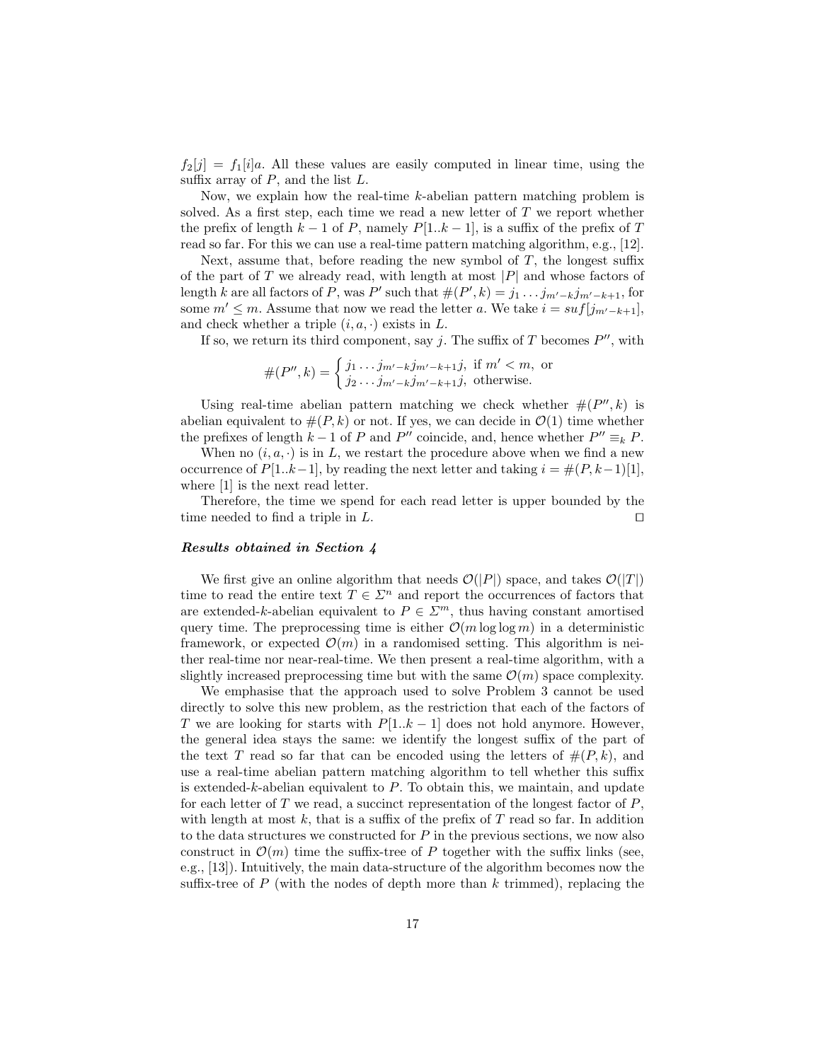$f_2[j] = f_1[i]a$. All these values are easily computed in linear time, using the suffix array of $P$, and the list $L$.

Now, we explain how the real-time $k$-abelian pattern matching problem is solved. As a first step, each time we read a new letter of $T$ we report whether the prefix of length $k-1$ of $P$, namely $P[1..k-1]$, is a suffix of the prefix of $T$ read so far. For this we can use a real-time pattern matching algorithm, e.g., [12].

Next, assume that, before reading the new symbol of $T$, the longest suffix of the part of $T$ we already read, with length at most $|P|$ and whose factors of length $k$ are all factors of $P$, was $P'$ such that $\#(P', k) = j_1 \dots j_{m'-k} j_{m'-k+1}$, for some $m' \leq m$. Assume that now we read the letter $a$. We take $i = suf[j_{m'-k+1}]$, and check whether a triple $(i, a, \cdot)$ exists in $L$.

If so, we return its third component, say $j$. The suffix of $T$ becomes $P''$, with

$$\#(P'', k) = \begin{cases} j_1 \dots j_{m'-k} j_{m'-k+1} j, & \text{if } m' < m, \text{ or} \\ j_2 \dots j_{m'-k} j_{m'-k+1} j, & \text{otherwise.} \end{cases}$$

Using real-time abelian pattern matching we check whether $\#(P'', k)$ is abelian equivalent to $\#(P, k)$ or not. If yes, we can decide in $\mathcal{O}(1)$ time whether the prefixes of length $k-1$ of $P$ and $P''$ coincide, and, hence whether $P'' \equiv_k P$.

When no $(i, a, \cdot)$ is in $L$, we restart the procedure above when we find a new occurrence of $P[1..k-1]$, by reading the next letter and taking $i = \#(P, k-1)[1]$, where $[1]$ is the next read letter.

Therefore, the time we spend for each read letter is upper bounded by the time needed to find a triple in $L$. □

***Results obtained in Section 4***

We first give an online algorithm that needs $\mathcal{O}(|P|)$ space, and takes $\mathcal{O}(|T|)$ time to read the entire text $T \in \Sigma^n$ and report the occurrences of factors that are extended-$k$-abelian equivalent to $P \in \Sigma^m$, thus having constant amortised query time. The preprocessing time is either $\mathcal{O}(m \log \log m)$ in a deterministic framework, or expected $\mathcal{O}(m)$ in a randomised setting. This algorithm is neither real-time nor near-real-time. We then present a real-time algorithm, with a slightly increased preprocessing time but with the same $\mathcal{O}(m)$ space complexity.

We emphasise that the approach used to solve Problem 3 cannot be used directly to solve this new problem, as the restriction that each of the factors of $T$ we are looking for starts with $P[1..k-1]$ does not hold anymore. However, the general idea stays the same: we identify the longest suffix of the part of the text $T$ read so far that can be encoded using the letters of $\#(P, k)$, and use a real-time abelian pattern matching algorithm to tell whether this suffix is extended-$k$-abelian equivalent to $P$. To obtain this, we maintain, and update for each letter of $T$ we read, a succinct representation of the longest factor of $P$, with length at most $k$, that is a suffix of the prefix of $T$ read so far. In addition to the data structures we constructed for $P$ in the previous sections, we now also construct in $\mathcal{O}(m)$ time the suffix-tree of $P$ together with the suffix links (see, e.g., [13]). Intuitively, the main data-structure of the algorithm becomes now the suffix-tree of $P$ (with the nodes of depth more than $k$ trimmed), replacing the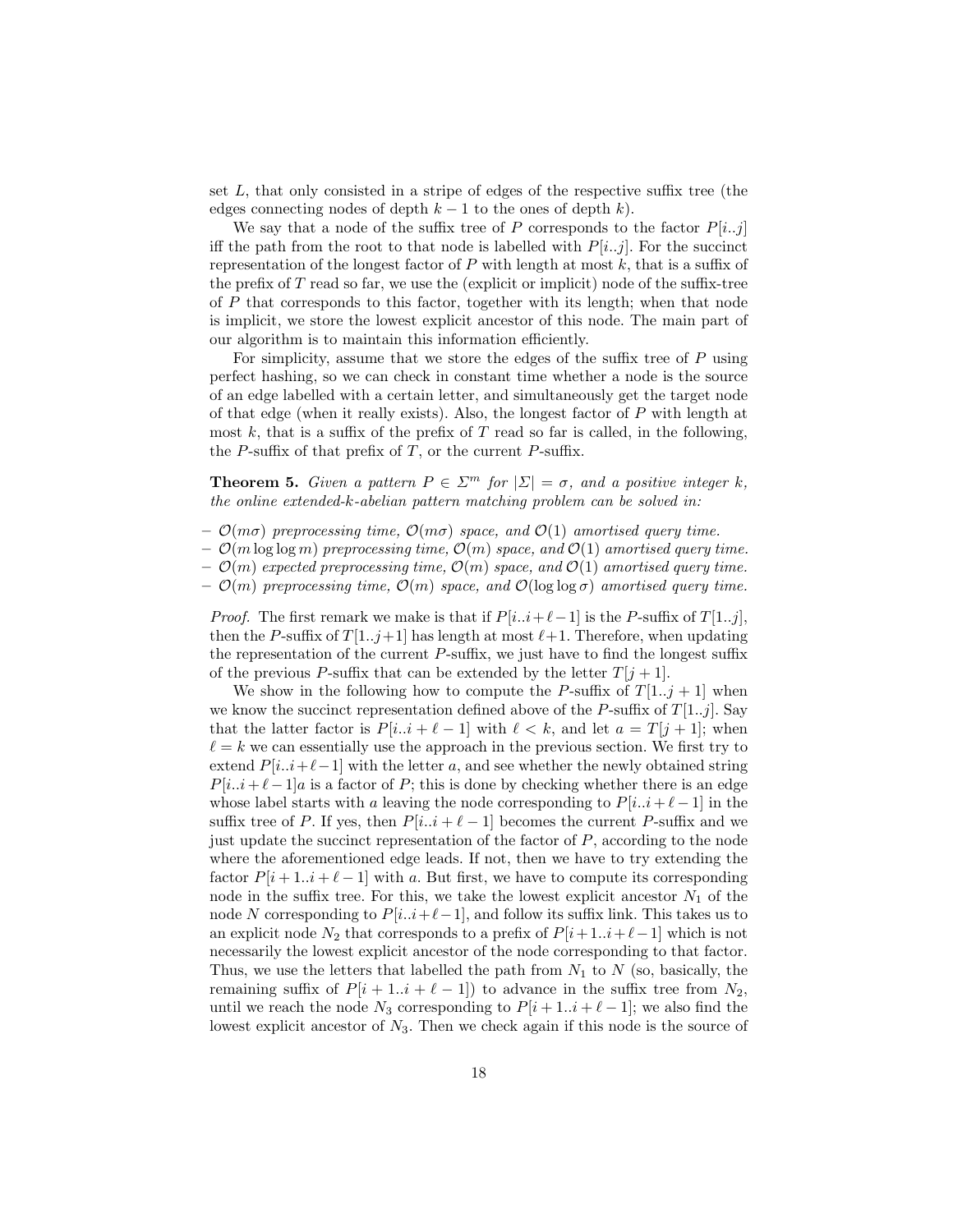set $L$, that only consisted in a stripe of edges of the respective suffix tree (the edges connecting nodes of depth $k-1$ to the ones of depth $k$).

We say that a node of the suffix tree of $P$ corresponds to the factor $P[i..j]$ iff the path from the root to that node is labelled with $P[i..j]$. For the succinct representation of the longest factor of $P$ with length at most $k$, that is a suffix of the prefix of $T$ read so far, we use the (explicit or implicit) node of the suffix-tree of $P$ that corresponds to this factor, together with its length; when that node is implicit, we store the lowest explicit ancestor of this node. The main part of our algorithm is to maintain this information efficiently.

For simplicity, assume that we store the edges of the suffix tree of $P$ using perfect hashing, so we can check in constant time whether a node is the source of an edge labelled with a certain letter, and simultaneously get the target node of that edge (when it really exists). Also, the longest factor of $P$ with length at most $k$, that is a suffix of the prefix of $T$ read so far is called, in the following, the $P$-suffix of that prefix of $T$, or the current $P$-suffix.

**Theorem 5.** *Given a pattern $P \in \Sigma^m$ for $|\Sigma| = \sigma$, and a positive integer $k$, the online extended-$k$-abelian pattern matching problem can be solved in:*

- *$\mathcal{O}(m\sigma)$ preprocessing time, $\mathcal{O}(m\sigma)$ space, and $\mathcal{O}(1)$ amortised query time.*
- *$\mathcal{O}(m \log\log m)$ preprocessing time, $\mathcal{O}(m)$ space, and $\mathcal{O}(1)$ amortised query time.*
- *$\mathcal{O}(m)$ expected preprocessing time, $\mathcal{O}(m)$ space, and $\mathcal{O}(1)$ amortised query time.*
- *$\mathcal{O}(m)$ preprocessing time, $\mathcal{O}(m)$ space, and $\mathcal{O}(\log\log\sigma)$ amortised query time.*

*Proof.* The first remark we make is that if $P[i..i+\ell-1]$ is the $P$-suffix of $T[1..j]$, then the $P$-suffix of $T[1..j+1]$ has length at most $\ell+1$. Therefore, when updating the representation of the current $P$-suffix, we just have to find the longest suffix of the previous $P$-suffix that can be extended by the letter $T[j+1]$.

We show in the following how to compute the $P$-suffix of $T[1..j+1]$ when we know the succinct representation defined above of the $P$-suffix of $T[1..j]$. Say that the latter factor is $P[i..i+\ell-1]$ with $\ell < k$, and let $a = T[j+1]$; when $\ell = k$ we can essentially use the approach in the previous section. We first try to extend $P[i..i+\ell-1]$ with the letter $a$, and see whether the newly obtained string $P[i..i+\ell-1]a$ is a factor of $P$; this is done by checking whether there is an edge whose label starts with $a$ leaving the node corresponding to $P[i..i+\ell-1]$ in the suffix tree of $P$. If yes, then $P[i..i+\ell-1]$ becomes the current $P$-suffix and we just update the succinct representation of the factor of $P$, according to the node where the aforementioned edge leads. If not, then we have to try extending the factor $P[i+1..i+\ell-1]$ with $a$. But first, we have to compute its corresponding node in the suffix tree. For this, we take the lowest explicit ancestor $N_1$ of the node $N$ corresponding to $P[i..i+\ell-1]$, and follow its suffix link. This takes us to an explicit node $N_2$ that corresponds to a prefix of $P[i+1..i+\ell-1]$ which is not necessarily the lowest explicit ancestor of the node corresponding to that factor. Thus, we use the letters that labelled the path from $N_1$ to $N$ (so, basically, the remaining suffix of $P[i+1..i+\ell-1]$) to advance in the suffix tree from $N_2$, until we reach the node $N_3$ corresponding to $P[i+1..i+\ell-1]$; we also find the lowest explicit ancestor of $N_3$. Then we check again if this node is the source of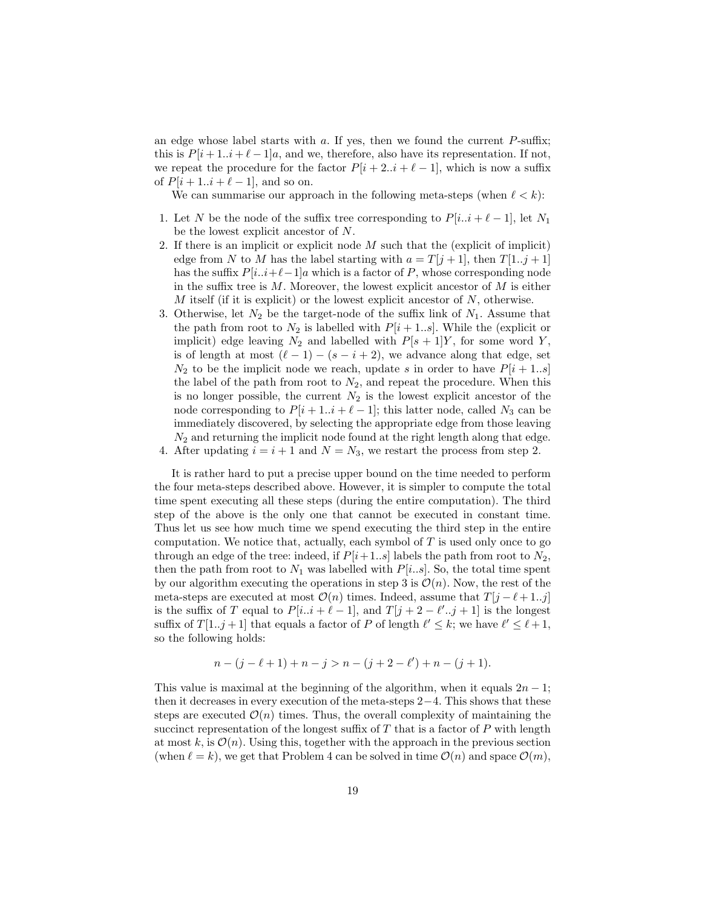an edge whose label starts with $a$. If yes, then we found the current $P$-suffix; this is $P[i+1..i+\ell-1]a$, and we, therefore, also have its representation. If not, we repeat the procedure for the factor $P[i+2..i+\ell-1]$, which is now a suffix of $P[i+1..i+\ell-1]$, and so on.

We can summarise our approach in the following meta-steps (when $\ell < k$):

1. Let $N$ be the node of the suffix tree corresponding to $P[i..i+\ell-1]$, let $N_1$ be the lowest explicit ancestor of $N$.
2. If there is an implicit or explicit node $M$ such that the (explicit of implicit) edge from $N$ to $M$ has the label starting with $a = T[j+1]$, then $T[1..j+1]$ has the suffix $P[i..i+\ell-1]a$ which is a factor of $P$, whose corresponding node in the suffix tree is $M$. Moreover, the lowest explicit ancestor of $M$ is either $M$ itself (if it is explicit) or the lowest explicit ancestor of $N$, otherwise.
3. Otherwise, let $N_2$ be the target-node of the suffix link of $N_1$. Assume that the path from root to $N_2$ is labelled with $P[i+1..s]$. While the (explicit or implicit) edge leaving $N_2$ and labelled with $P[s+1]Y$, for some word $Y$, is of length at most $(\ell-1)-(s-i+2)$, we advance along that edge, set $N_2$ to be the implicit node we reach, update $s$ in order to have $P[i+1..s]$ the label of the path from root to $N_2$, and repeat the procedure. When this is no longer possible, the current $N_2$ is the lowest explicit ancestor of the node corresponding to $P[i+1..i+\ell-1]$; this latter node, called $N_3$ can be immediately discovered, by selecting the appropriate edge from those leaving $N_2$ and returning the implicit node found at the right length along that edge.
4. After updating $i = i+1$ and $N = N_3$, we restart the process from step 2.

It is rather hard to put a precise upper bound on the time needed to perform the four meta-steps described above. However, it is simpler to compute the total time spent executing all these steps (during the entire computation). The third step of the above is the only one that cannot be executed in constant time. Thus let us see how much time we spend executing the third step in the entire computation. We notice that, actually, each symbol of $T$ is used only once to go through an edge of the tree: indeed, if $P[i+1..s]$ labels the path from root to $N_2$, then the path from root to $N_1$ was labelled with $P[i..s]$. So, the total time spent by our algorithm executing the operations in step 3 is $\mathcal{O}(n)$. Now, the rest of the meta-steps are executed at most $\mathcal{O}(n)$ times. Indeed, assume that $T[j-\ell+1..j]$ is the suffix of $T$ equal to $P[i..i+\ell-1]$, and $T[j+2-\ell'..j+1]$ is the longest suffix of $T[1..j+1]$ that equals a factor of $P$ of length $\ell' \leq k$; we have $\ell' \leq \ell+1$, so the following holds:

$$n-(j-\ell+1)+n-j > n-(j+2-\ell')+n-(j+1).$$

This value is maximal at the beginning of the algorithm, when it equals $2n-1$; then it decreases in every execution of the meta-steps $2-4$. This shows that these steps are executed $\mathcal{O}(n)$ times. Thus, the overall complexity of maintaining the succinct representation of the longest suffix of $T$ that is a factor of $P$ with length at most $k$, is $\mathcal{O}(n)$. Using this, together with the approach in the previous section (when $\ell = k$), we get that Problem 4 can be solved in time $\mathcal{O}(n)$ and space $\mathcal{O}(m)$,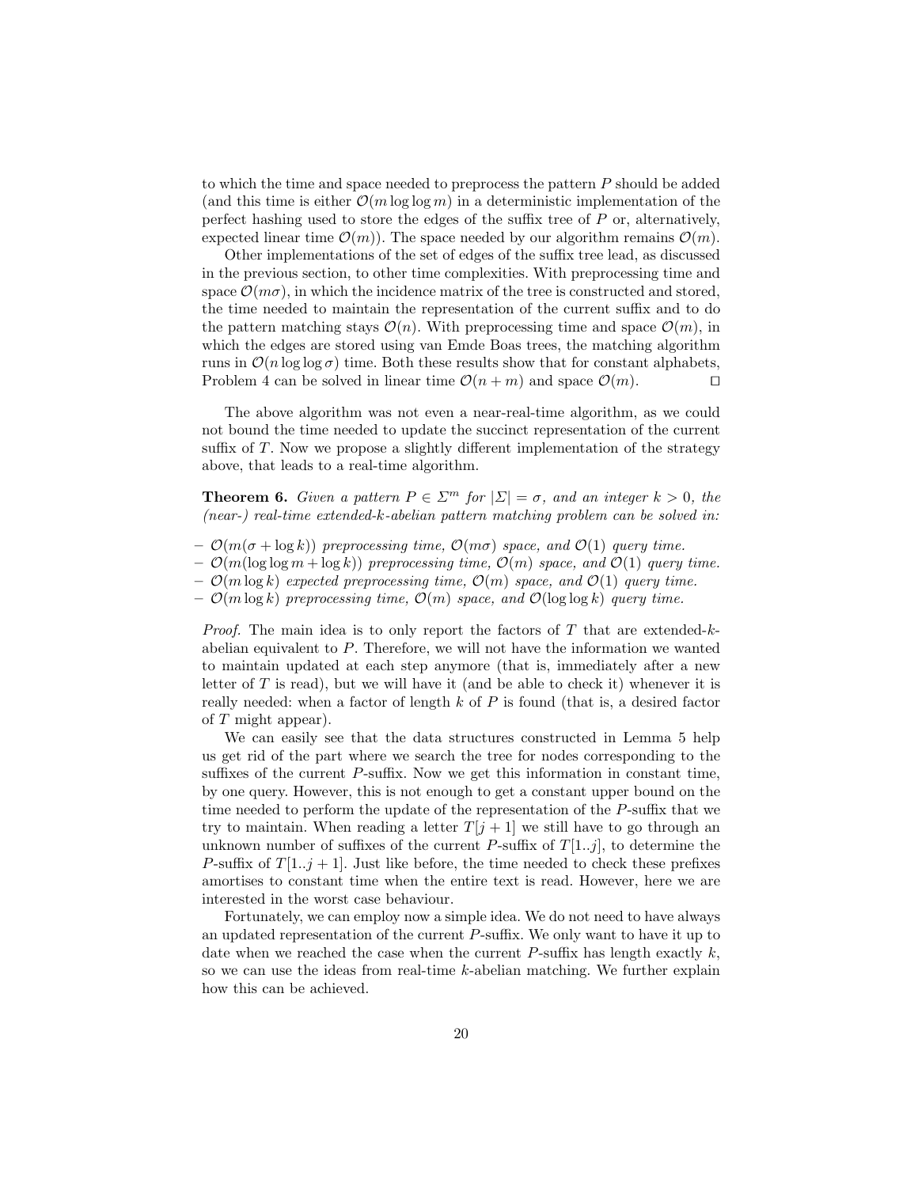to which the time and space needed to preprocess the pattern $P$ should be added (and this time is either $\mathcal{O}(m \log\log m)$ in a deterministic implementation of the perfect hashing used to store the edges of the suffix tree of $P$ or, alternatively, expected linear time $\mathcal{O}(m)$). The space needed by our algorithm remains $\mathcal{O}(m)$.

Other implementations of the set of edges of the suffix tree lead, as discussed in the previous section, to other time complexities. With preprocessing time and space $\mathcal{O}(m\sigma)$, in which the incidence matrix of the tree is constructed and stored, the time needed to maintain the representation of the current suffix and to do the pattern matching stays $\mathcal{O}(n)$. With preprocessing time and space $\mathcal{O}(m)$, in which the edges are stored using van Emde Boas trees, the matching algorithm runs in $\mathcal{O}(n \log\log \sigma)$ time. Both these results show that for constant alphabets, Problem 4 can be solved in linear time $\mathcal{O}(n + m)$ and space $\mathcal{O}(m)$. ☐

The above algorithm was not even a near-real-time algorithm, as we could not bound the time needed to update the succinct representation of the current suffix of $T$. Now we propose a slightly different implementation of the strategy above, that leads to a real-time algorithm.

**Theorem 6.** *Given a pattern $P \in \Sigma^m$ for $|\Sigma| = \sigma$, and an integer $k > 0$, the (near-) real-time extended-$k$-abelian pattern matching problem can be solved in:*

- *$\mathcal{O}(m(\sigma + \log k))$ preprocessing time, $\mathcal{O}(m\sigma)$ space, and $\mathcal{O}(1)$ query time.*
- *$\mathcal{O}(m(\log\log m + \log k))$ preprocessing time, $\mathcal{O}(m)$ space, and $\mathcal{O}(1)$ query time.*
- *$\mathcal{O}(m \log k)$ expected preprocessing time, $\mathcal{O}(m)$ space, and $\mathcal{O}(1)$ query time.*
- *$\mathcal{O}(m \log k)$ preprocessing time, $\mathcal{O}(m)$ space, and $\mathcal{O}(\log\log k)$ query time.*

*Proof.* The main idea is to only report the factors of $T$ that are extended-$k$-abelian equivalent to $P$. Therefore, we will not have the information we wanted to maintain updated at each step anymore (that is, immediately after a new letter of $T$ is read), but we will have it (and be able to check it) whenever it is really needed: when a factor of length $k$ of $P$ is found (that is, a desired factor of $T$ might appear).

We can easily see that the data structures constructed in Lemma 5 help us get rid of the part where we search the tree for nodes corresponding to the suffixes of the current $P$-suffix. Now we get this information in constant time, by one query. However, this is not enough to get a constant upper bound on the time needed to perform the update of the representation of the $P$-suffix that we try to maintain. When reading a letter $T[j + 1]$ we still have to go through an unknown number of suffixes of the current $P$-suffix of $T[1..j]$, to determine the $P$-suffix of $T[1..j + 1]$. Just like before, the time needed to check these prefixes amortises to constant time when the entire text is read. However, here we are interested in the worst case behaviour.

Fortunately, we can employ now a simple idea. We do not need to have always an updated representation of the current $P$-suffix. We only want to have it up to date when we reached the case when the current $P$-suffix has length exactly $k$, so we can use the ideas from real-time $k$-abelian matching. We further explain how this can be achieved.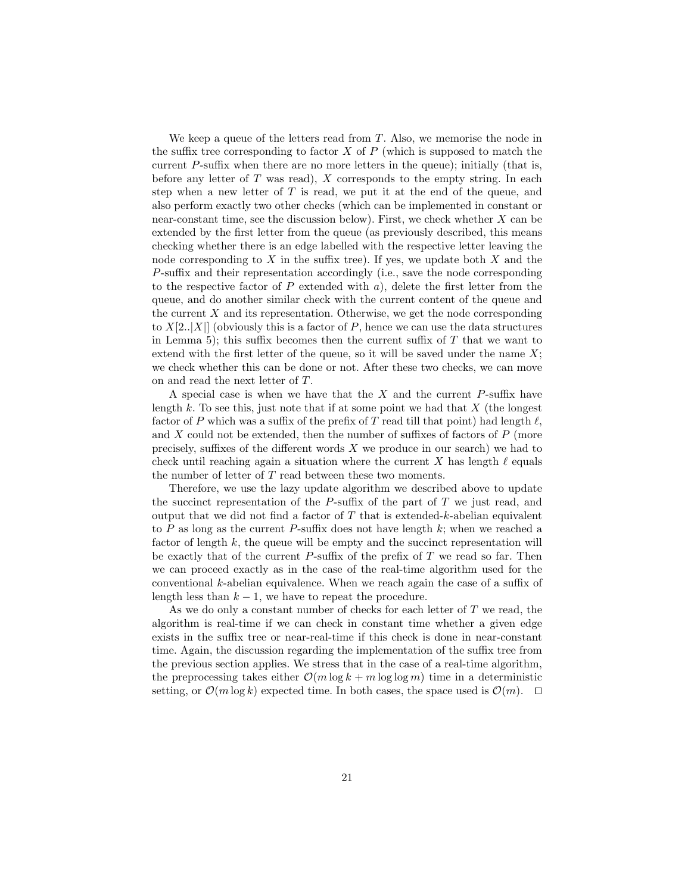We keep a queue of the letters read from $T$. Also, we memorise the node in the suffix tree corresponding to factor $X$ of $P$ (which is supposed to match the current $P$-suffix when there are no more letters in the queue); initially (that is, before any letter of $T$ was read), $X$ corresponds to the empty string. In each step when a new letter of $T$ is read, we put it at the end of the queue, and also perform exactly two other checks (which can be implemented in constant or near-constant time, see the discussion below). First, we check whether $X$ can be extended by the first letter from the queue (as previously described, this means checking whether there is an edge labelled with the respective letter leaving the node corresponding to $X$ in the suffix tree). If yes, we update both $X$ and the $P$-suffix and their representation accordingly (i.e., save the node corresponding to the respective factor of $P$ extended with $a$), delete the first letter from the queue, and do another similar check with the current content of the queue and the current $X$ and its representation. Otherwise, we get the node corresponding to $X[2..|X|]$ (obviously this is a factor of $P$, hence we can use the data structures in Lemma 5); this suffix becomes then the current suffix of $T$ that we want to extend with the first letter of the queue, so it will be saved under the name $X$; we check whether this can be done or not. After these two checks, we can move on and read the next letter of $T$.

A special case is when we have that the $X$ and the current $P$-suffix have length $k$. To see this, just note that if at some point we had that $X$ (the longest factor of $P$ which was a suffix of the prefix of $T$ read till that point) had length $\ell$, and $X$ could not be extended, then the number of suffixes of factors of $P$ (more precisely, suffixes of the different words $X$ we produce in our search) we had to check until reaching again a situation where the current $X$ has length $\ell$ equals the number of letter of $T$ read between these two moments.

Therefore, we use the lazy update algorithm we described above to update the succinct representation of the $P$-suffix of the part of $T$ we just read, and output that we did not find a factor of $T$ that is extended-$k$-abelian equivalent to $P$ as long as the current $P$-suffix does not have length $k$; when we reached a factor of length $k$, the queue will be empty and the succinct representation will be exactly that of the current $P$-suffix of the prefix of $T$ we read so far. Then we can proceed exactly as in the case of the real-time algorithm used for the conventional $k$-abelian equivalence. When we reach again the case of a suffix of length less than $k-1$, we have to repeat the procedure.

As we do only a constant number of checks for each letter of $T$ we read, the algorithm is real-time if we can check in constant time whether a given edge exists in the suffix tree or near-real-time if this check is done in near-constant time. Again, the discussion regarding the implementation of the suffix tree from the previous section applies. We stress that in the case of a real-time algorithm, the preprocessing takes either $\mathcal{O}(m \log k + m \log \log m)$ time in a deterministic setting, or $\mathcal{O}(m \log k)$ expected time. In both cases, the space used is $\mathcal{O}(m)$. $\square$